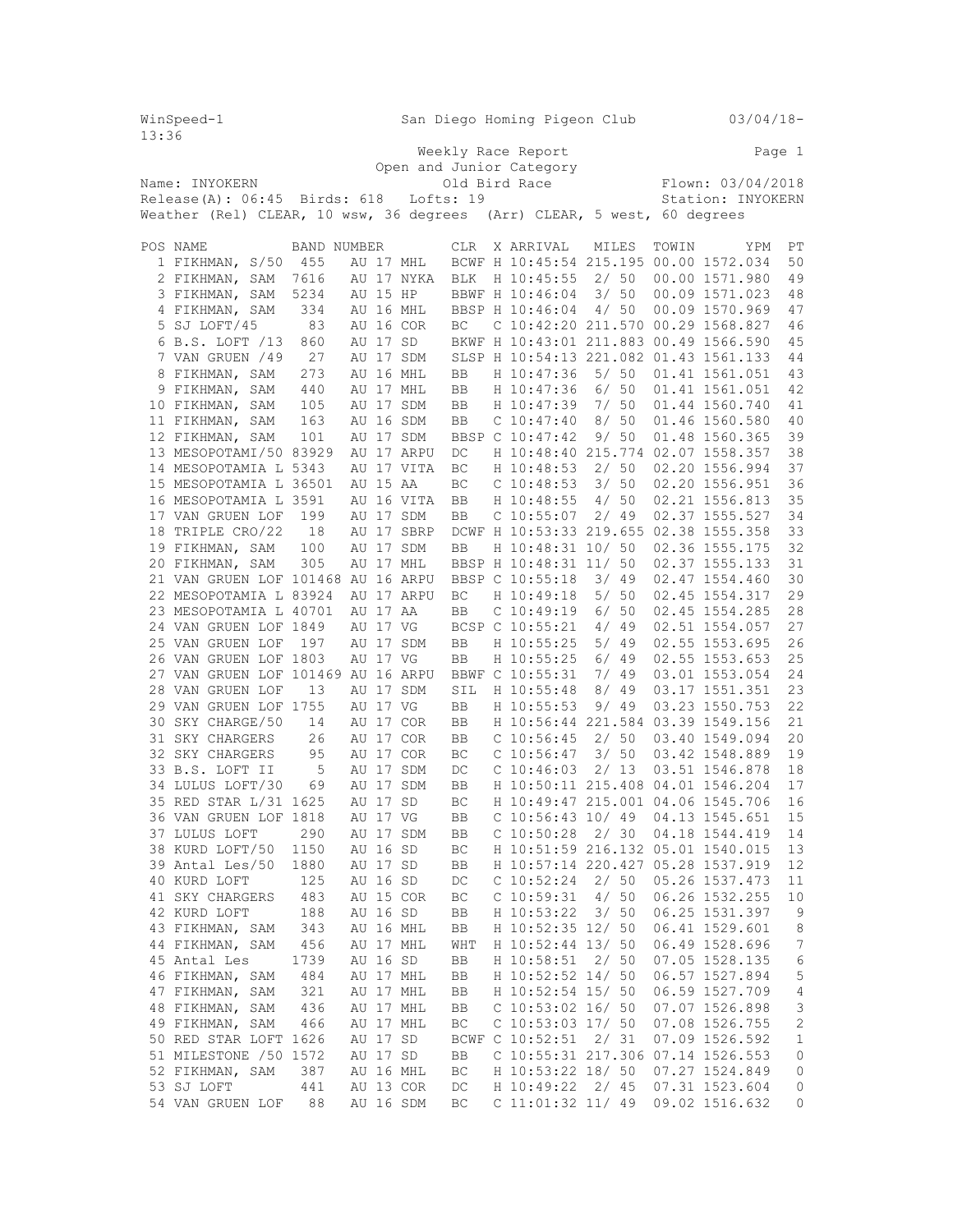WinSpeed-1 San Diego Homing Pigeon Club 03/04/18-13:36

Weekly Race Report

Open and Junior Category

Name: INYOKERN — Old Bird Race — Flown: 03/04/2018

Release(A): 06:45 Birds: 618 Lofts: 19 — Station: INYOKERN

Weather (Rel) CLEAR, 10 wsw, 36 degrees (Arr) CLEAR, 5 west, 60 degrees

| POS | NAME | BAND NUMBER | CLR | X | ARRIVAL | MILES | TOWIN | YPM | PT |
|---|---|---|---|---|---|---|---|---|---|
| 1 | FIKHMAN, S/50 | 455 AU 17 MHL | BCWF | H | 10:45:54 | 215.195 | 00.00 | 1572.034 | 50 |
| 2 | FIKHMAN, SAM | 7616 AU 17 NYKA | BLK | H | 10:45:55 | 2/ 50 | 00.00 | 1571.980 | 49 |
| 3 | FIKHMAN, SAM | 5234 AU 15 HP | BBWF | H | 10:46:04 | 3/ 50 | 00.09 | 1571.023 | 48 |
| 4 | FIKHMAN, SAM | 334 AU 16 MHL | BBSP | H | 10:46:04 | 4/ 50 | 00.09 | 1570.969 | 47 |
| 5 | SJ LOFT/45 | 83 AU 16 COR | BC | C | 10:42:20 | 211.570 | 00.29 | 1568.827 | 46 |
| 6 | B.S. LOFT /13 | 860 AU 17 SD | BKWF | H | 10:43:01 | 211.883 | 00.49 | 1566.590 | 45 |
| 7 | VAN GRUEN /49 | 27 AU 17 SDM | SLSP | H | 10:54:13 | 221.082 | 01.43 | 1561.133 | 44 |
| 8 | FIKHMAN, SAM | 273 AU 16 MHL | BB | H | 10:47:36 | 5/ 50 | 01.41 | 1561.051 | 43 |
| 9 | FIKHMAN, SAM | 440 AU 17 MHL | BB | H | 10:47:36 | 6/ 50 | 01.41 | 1561.051 | 42 |
| 10 | FIKHMAN, SAM | 105 AU 17 SDM | BB | H | 10:47:39 | 7/ 50 | 01.44 | 1560.740 | 41 |
| 11 | FIKHMAN, SAM | 163 AU 16 SDM | BB | C | 10:47:40 | 8/ 50 | 01.46 | 1560.580 | 40 |
| 12 | FIKHMAN, SAM | 101 AU 17 SDM | BBSP | C | 10:47:42 | 9/ 50 | 01.48 | 1560.365 | 39 |
| 13 | MESOPOTAMI/50 | 83929 AU 17 ARPU | DC | H | 10:48:40 | 215.774 | 02.07 | 1558.357 | 38 |
| 14 | MESOPOTAMIA L | 5343 AU 17 VITA | BC | H | 10:48:53 | 2/ 50 | 02.20 | 1556.994 | 37 |
| 15 | MESOPOTAMIA L | 36501 AU 15 AA | BC | C | 10:48:53 | 3/ 50 | 02.20 | 1556.951 | 36 |
| 16 | MESOPOTAMIA L | 3591 AU 16 VITA | BB | H | 10:48:55 | 4/ 50 | 02.21 | 1556.813 | 35 |
| 17 | VAN GRUEN LOF | 199 AU 17 SDM | BB | C | 10:55:07 | 2/ 49 | 02.37 | 1555.527 | 34 |
| 18 | TRIPLE CRO/22 | 18 AU 17 SBRP | DCWF | H | 10:53:33 | 219.655 | 02.38 | 1555.358 | 33 |
| 19 | FIKHMAN, SAM | 100 AU 17 SDM | BB | H | 10:48:31 | 10/ 50 | 02.36 | 1555.175 | 32 |
| 20 | FIKHMAN, SAM | 305 AU 17 MHL | BBSP | H | 10:48:31 | 11/ 50 | 02.37 | 1555.133 | 31 |
| 21 | VAN GRUEN LOF | 101468 AU 16 ARPU | BBSP | C | 10:55:18 | 3/ 49 | 02.47 | 1554.460 | 30 |
| 22 | MESOPOTAMIA L | 83924 AU 17 ARPU | BC | H | 10:49:18 | 5/ 50 | 02.45 | 1554.317 | 29 |
| 23 | MESOPOTAMIA L | 40701 AU 17 AA | BB | C | 10:49:19 | 6/ 50 | 02.45 | 1554.285 | 28 |
| 24 | VAN GRUEN LOF | 1849 AU 17 VG | BCSP | C | 10:55:21 | 4/ 49 | 02.51 | 1554.057 | 27 |
| 25 | VAN GRUEN LOF | 197 AU 17 SDM | BB | H | 10:55:25 | 5/ 49 | 02.55 | 1553.695 | 26 |
| 26 | VAN GRUEN LOF | 1803 AU 17 VG | BB | H | 10:55:25 | 6/ 49 | 02.55 | 1553.653 | 25 |
| 27 | VAN GRUEN LOF | 101469 AU 16 ARPU | BBWF | C | 10:55:31 | 7/ 49 | 03.01 | 1553.054 | 24 |
| 28 | VAN GRUEN LOF | 13 AU 17 SDM | SIL | H | 10:55:48 | 8/ 49 | 03.17 | 1551.351 | 23 |
| 29 | VAN GRUEN LOF | 1755 AU 17 VG | BB | H | 10:55:53 | 9/ 49 | 03.23 | 1550.753 | 22 |
| 30 | SKY CHARGE/50 | 14 AU 17 COR | BB | H | 10:56:44 | 221.584 | 03.39 | 1549.156 | 21 |
| 31 | SKY CHARGERS | 26 AU 17 COR | BB | C | 10:56:45 | 2/ 50 | 03.40 | 1549.094 | 20 |
| 32 | SKY CHARGERS | 95 AU 17 COR | BC | C | 10:56:47 | 3/ 50 | 03.42 | 1548.889 | 19 |
| 33 | B.S. LOFT II | 5 AU 17 SDM | DC | C | 10:46:03 | 2/ 13 | 03.51 | 1546.878 | 18 |
| 34 | LULUS LOFT/30 | 69 AU 17 SDM | BB | H | 10:50:11 | 215.408 | 04.01 | 1546.204 | 17 |
| 35 | RED STAR L/31 | 1625 AU 17 SD | BC | H | 10:49:47 | 215.001 | 04.06 | 1545.706 | 16 |
| 36 | VAN GRUEN LOF | 1818 AU 17 VG | BB | C | 10:56:43 | 10/ 49 | 04.13 | 1545.651 | 15 |
| 37 | LULUS LOFT | 290 AU 17 SDM | BB | C | 10:50:28 | 2/ 30 | 04.18 | 1544.419 | 14 |
| 38 | KURD LOFT/50 | 1150 AU 16 SD | BC | H | 10:51:59 | 216.132 | 05.01 | 1540.015 | 13 |
| 39 | Antal Les/50 | 1880 AU 17 SD | BB | H | 10:57:14 | 220.427 | 05.28 | 1537.919 | 12 |
| 40 | KURD LOFT | 125 AU 16 SD | DC | C | 10:52:24 | 2/ 50 | 05.26 | 1537.473 | 11 |
| 41 | SKY CHARGERS | 483 AU 15 COR | BC | C | 10:59:31 | 4/ 50 | 06.26 | 1532.255 | 10 |
| 42 | KURD LOFT | 188 AU 16 SD | BB | H | 10:53:22 | 3/ 50 | 06.25 | 1531.397 | 9 |
| 43 | FIKHMAN, SAM | 343 AU 16 MHL | BB | H | 10:52:35 | 12/ 50 | 06.41 | 1529.601 | 8 |
| 44 | FIKHMAN, SAM | 456 AU 17 MHL | WHT | H | 10:52:44 | 13/ 50 | 06.49 | 1528.696 | 7 |
| 45 | Antal Les | 1739 AU 16 SD | BB | H | 10:58:51 | 2/ 50 | 07.05 | 1528.135 | 6 |
| 46 | FIKHMAN, SAM | 484 AU 17 MHL | BB | H | 10:52:52 | 14/ 50 | 06.57 | 1527.894 | 5 |
| 47 | FIKHMAN, SAM | 321 AU 17 MHL | BB | H | 10:52:54 | 15/ 50 | 06.59 | 1527.709 | 4 |
| 48 | FIKHMAN, SAM | 436 AU 17 MHL | BB | C | 10:53:02 | 16/ 50 | 07.07 | 1526.898 | 3 |
| 49 | FIKHMAN, SAM | 466 AU 17 MHL | BC | C | 10:53:03 | 17/ 50 | 07.08 | 1526.755 | 2 |
| 50 | RED STAR LOFT | 1626 AU 17 SD | BCWF | C | 10:52:51 | 2/ 31 | 07.09 | 1526.592 | 1 |
| 51 | MILESTONE /50 | 1572 AU 17 SD | BB | C | 10:55:31 | 217.306 | 07.14 | 1526.553 | 0 |
| 52 | FIKHMAN, SAM | 387 AU 16 MHL | BC | H | 10:53:22 | 18/ 50 | 07.27 | 1524.849 | 0 |
| 53 | SJ LOFT | 441 AU 13 COR | DC | H | 10:49:22 | 2/ 45 | 07.31 | 1523.604 | 0 |
| 54 | VAN GRUEN LOF | 88 AU 16 SDM | BC | C | 11:01:32 | 11/ 49 | 09.02 | 1516.632 | 0 |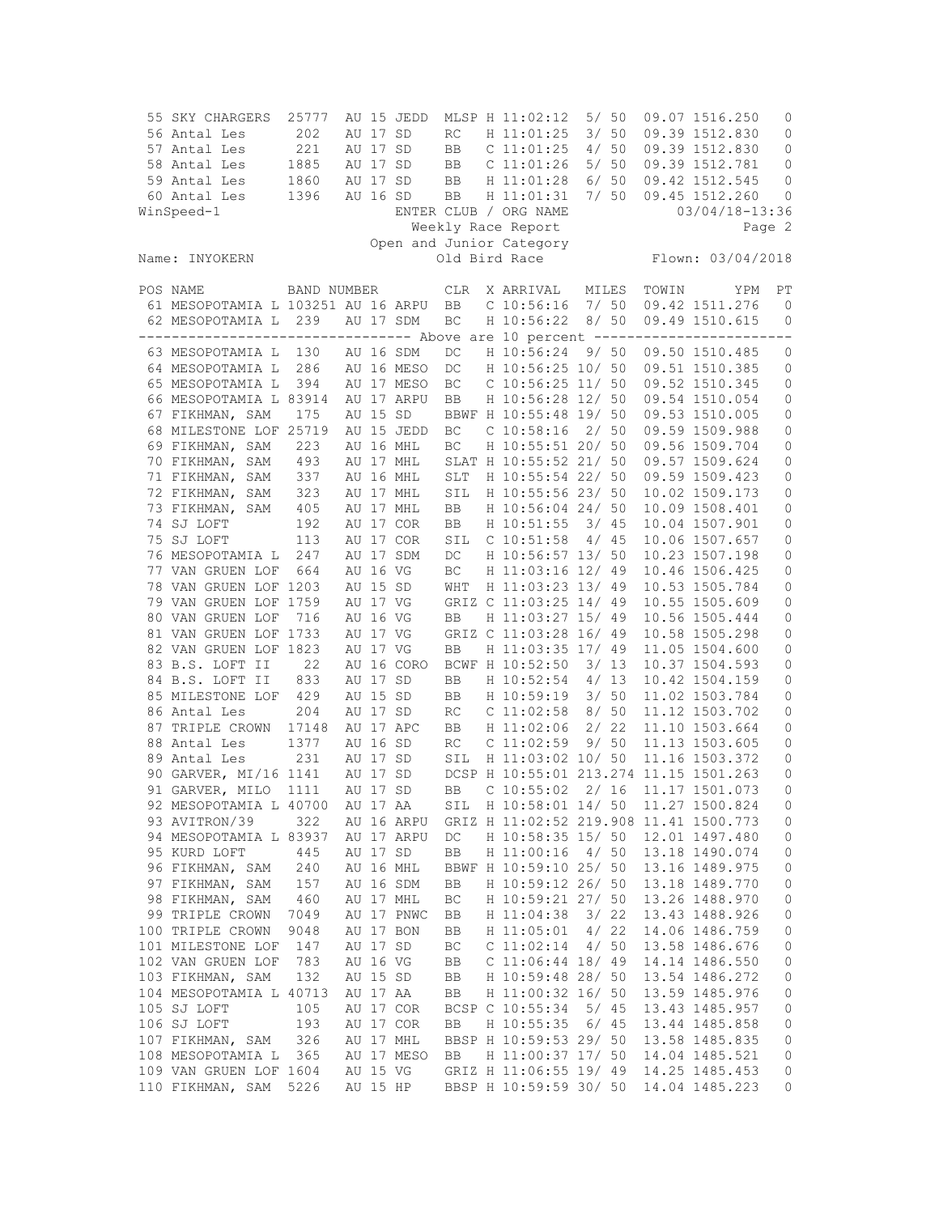| POS | NAME | BAND NUMBER | | | CLR | X | ARRIVAL | MILES | TOWIN | YPM | PT |
|---|---|---|---|---|---|---|---|---|---|---|---|
| 55 | SKY CHARGERS | 25777 | AU 15 | JEDD | MLSP | H | 11:02:12 | 5/ 50 | 09.07 | 1516.250 | 0 |
| 56 | Antal Les | 202 | AU 17 | SD | RC | H | 11:01:25 | 3/ 50 | 09.39 | 1512.830 | 0 |
| 57 | Antal Les | 221 | AU 17 | SD | BB | C | 11:01:25 | 4/ 50 | 09.39 | 1512.830 | 0 |
| 58 | Antal Les | 1885 | AU 17 | SD | BB | C | 11:01:26 | 5/ 50 | 09.39 | 1512.781 | 0 |
| 59 | Antal Les | 1860 | AU 17 | SD | BB | H | 11:01:28 | 6/ 50 | 09.42 | 1512.545 | 0 |
| 60 | Antal Les | 1396 | AU 16 | SD | BB | H | 11:01:31 | 7/ 50 | 09.45 | 1512.260 | 0 |

WinSpeed-1 — ENTER CLUB / ORG NAME — 03/04/18-13:36

Weekly Race Report — Page 2

Open and Junior Category

Name: INYOKERN — Old Bird Race — Flown: 03/04/2018

| POS | NAME | BAND NUMBER | | | CLR | X | ARRIVAL | MILES | TOWIN | YPM | PT |
|---|---|---|---|---|---|---|---|---|---|---|---|
| 61 | MESOPOTAMIA L | 103251 | AU 16 | ARPU | BB | C | 10:56:16 | 7/ 50 | 09.42 | 1511.276 | 0 |
| 62 | MESOPOTAMIA L | 239 | AU 17 | SDM | BC | H | 10:56:22 | 8/ 50 | 09.49 | 1510.615 | 0 |
| | ---------- Above are 10 percent ---------- | | | | | | | | | | |
| 63 | MESOPOTAMIA L | 130 | AU 16 | SDM | DC | H | 10:56:24 | 9/ 50 | 09.50 | 1510.485 | 0 |
| 64 | MESOPOTAMIA L | 286 | AU 16 | MESO | DC | H | 10:56:25 | 10/ 50 | 09.51 | 1510.385 | 0 |
| 65 | MESOPOTAMIA L | 394 | AU 17 | MESO | BC | C | 10:56:25 | 11/ 50 | 09.52 | 1510.345 | 0 |
| 66 | MESOPOTAMIA L | 83914 | AU 17 | ARPU | BB | H | 10:56:28 | 12/ 50 | 09.54 | 1510.054 | 0 |
| 67 | FIKHMAN, SAM | 175 | AU 15 | SD | BBWF | H | 10:55:48 | 19/ 50 | 09.53 | 1510.005 | 0 |
| 68 | MILESTONE LOF | 25719 | AU 15 | JEDD | BC | C | 10:58:16 | 2/ 50 | 09.59 | 1509.988 | 0 |
| 69 | FIKHMAN, SAM | 223 | AU 16 | MHL | BC | H | 10:55:51 | 20/ 50 | 09.56 | 1509.704 | 0 |
| 70 | FIKHMAN, SAM | 493 | AU 17 | MHL | SLAT | H | 10:55:52 | 21/ 50 | 09.57 | 1509.624 | 0 |
| 71 | FIKHMAN, SAM | 337 | AU 16 | MHL | SLT | H | 10:55:54 | 22/ 50 | 09.59 | 1509.423 | 0 |
| 72 | FIKHMAN, SAM | 323 | AU 17 | MHL | SIL | H | 10:55:56 | 23/ 50 | 10.02 | 1509.173 | 0 |
| 73 | FIKHMAN, SAM | 405 | AU 17 | MHL | BB | H | 10:56:04 | 24/ 50 | 10.09 | 1508.401 | 0 |
| 74 | SJ LOFT | 192 | AU 17 | COR | BB | H | 10:51:55 | 3/ 45 | 10.04 | 1507.901 | 0 |
| 75 | SJ LOFT | 113 | AU 17 | COR | SIL | C | 10:51:58 | 4/ 45 | 10.06 | 1507.657 | 0 |
| 76 | MESOPOTAMIA L | 247 | AU 17 | SDM | DC | H | 10:56:57 | 13/ 50 | 10.23 | 1507.198 | 0 |
| 77 | VAN GRUEN LOF | 664 | AU 16 | VG | BC | H | 11:03:16 | 12/ 49 | 10.46 | 1506.425 | 0 |
| 78 | VAN GRUEN LOF | 1203 | AU 15 | SD | WHT | H | 11:03:23 | 13/ 49 | 10.53 | 1505.784 | 0 |
| 79 | VAN GRUEN LOF | 1759 | AU 17 | VG | GRIZ | C | 11:03:25 | 14/ 49 | 10.55 | 1505.609 | 0 |
| 80 | VAN GRUEN LOF | 716 | AU 16 | VG | BB | H | 11:03:27 | 15/ 49 | 10.56 | 1505.444 | 0 |
| 81 | VAN GRUEN LOF | 1733 | AU 17 | VG | GRIZ | C | 11:03:28 | 16/ 49 | 10.58 | 1505.298 | 0 |
| 82 | VAN GRUEN LOF | 1823 | AU 17 | VG | BB | H | 11:03:35 | 17/ 49 | 11.05 | 1504.600 | 0 |
| 83 | B.S. LOFT II | 22 | AU 16 | CORO | BCWF | H | 10:52:50 | 3/ 13 | 10.37 | 1504.593 | 0 |
| 84 | B.S. LOFT II | 833 | AU 17 | SD | BB | H | 10:52:54 | 4/ 13 | 10.42 | 1504.159 | 0 |
| 85 | MILESTONE LOF | 429 | AU 15 | SD | BB | H | 10:59:19 | 3/ 50 | 11.02 | 1503.784 | 0 |
| 86 | Antal Les | 204 | AU 17 | SD | RC | C | 11:02:58 | 8/ 50 | 11.12 | 1503.702 | 0 |
| 87 | TRIPLE CROWN | 17148 | AU 17 | APC | BB | H | 11:02:06 | 2/ 22 | 11.10 | 1503.664 | 0 |
| 88 | Antal Les | 1377 | AU 16 | SD | RC | C | 11:02:59 | 9/ 50 | 11.13 | 1503.605 | 0 |
| 89 | Antal Les | 231 | AU 17 | SD | SIL | H | 11:03:02 | 10/ 50 | 11.16 | 1503.372 | 0 |
| 90 | GARVER, MI/16 | 1141 | AU 17 | SD | DCSP | H | 10:55:01 | 213.274 | 11.15 | 1501.263 | 0 |
| 91 | GARVER, MILO | 1111 | AU 17 | SD | BB | C | 10:55:02 | 2/ 16 | 11.17 | 1501.073 | 0 |
| 92 | MESOPOTAMIA L | 40700 | AU 17 | AA | SIL | H | 10:58:01 | 14/ 50 | 11.27 | 1500.824 | 0 |
| 93 | AVITRON/39 | 322 | AU 16 | ARPU | GRIZ | H | 11:02:52 | 219.908 | 11.41 | 1500.773 | 0 |
| 94 | MESOPOTAMIA L | 83937 | AU 17 | ARPU | DC | H | 10:58:35 | 15/ 50 | 12.01 | 1497.480 | 0 |
| 95 | KURD LOFT | 445 | AU 17 | SD | BB | H | 11:00:16 | 4/ 50 | 13.18 | 1490.074 | 0 |
| 96 | FIKHMAN, SAM | 240 | AU 16 | MHL | BBWF | H | 10:59:10 | 25/ 50 | 13.16 | 1489.975 | 0 |
| 97 | FIKHMAN, SAM | 157 | AU 16 | SDM | BB | H | 10:59:12 | 26/ 50 | 13.18 | 1489.770 | 0 |
| 98 | FIKHMAN, SAM | 460 | AU 17 | MHL | BC | H | 10:59:21 | 27/ 50 | 13.26 | 1488.970 | 0 |
| 99 | TRIPLE CROWN | 7049 | AU 17 | PNWC | BB | H | 11:04:38 | 3/ 22 | 13.43 | 1488.926 | 0 |
| 100 | TRIPLE CROWN | 9048 | AU 17 | BON | BB | H | 11:05:01 | 4/ 22 | 14.06 | 1486.759 | 0 |
| 101 | MILESTONE LOF | 147 | AU 17 | SD | BC | C | 11:02:14 | 4/ 50 | 13.58 | 1486.676 | 0 |
| 102 | VAN GRUEN LOF | 783 | AU 16 | VG | BB | C | 11:06:44 | 18/ 49 | 14.14 | 1486.550 | 0 |
| 103 | FIKHMAN, SAM | 132 | AU 15 | SD | BB | H | 10:59:48 | 28/ 50 | 13.54 | 1486.272 | 0 |
| 104 | MESOPOTAMIA L | 40713 | AU 17 | AA | BB | H | 11:00:32 | 16/ 50 | 13.59 | 1485.976 | 0 |
| 105 | SJ LOFT | 105 | AU 17 | COR | BCSP | C | 10:55:34 | 5/ 45 | 13.43 | 1485.957 | 0 |
| 106 | SJ LOFT | 193 | AU 17 | COR | BB | H | 10:55:35 | 6/ 45 | 13.44 | 1485.858 | 0 |
| 107 | FIKHMAN, SAM | 326 | AU 17 | MHL | BBSP | H | 10:59:53 | 29/ 50 | 13.58 | 1485.835 | 0 |
| 108 | MESOPOTAMIA L | 365 | AU 17 | MESO | BB | H | 11:00:37 | 17/ 50 | 14.04 | 1485.521 | 0 |
| 109 | VAN GRUEN LOF | 1604 | AU 15 | VG | GRIZ | H | 11:06:55 | 19/ 49 | 14.25 | 1485.453 | 0 |
| 110 | FIKHMAN, SAM | 5226 | AU 15 | HP | BBSP | H | 10:59:59 | 30/ 50 | 14.04 | 1485.223 | 0 |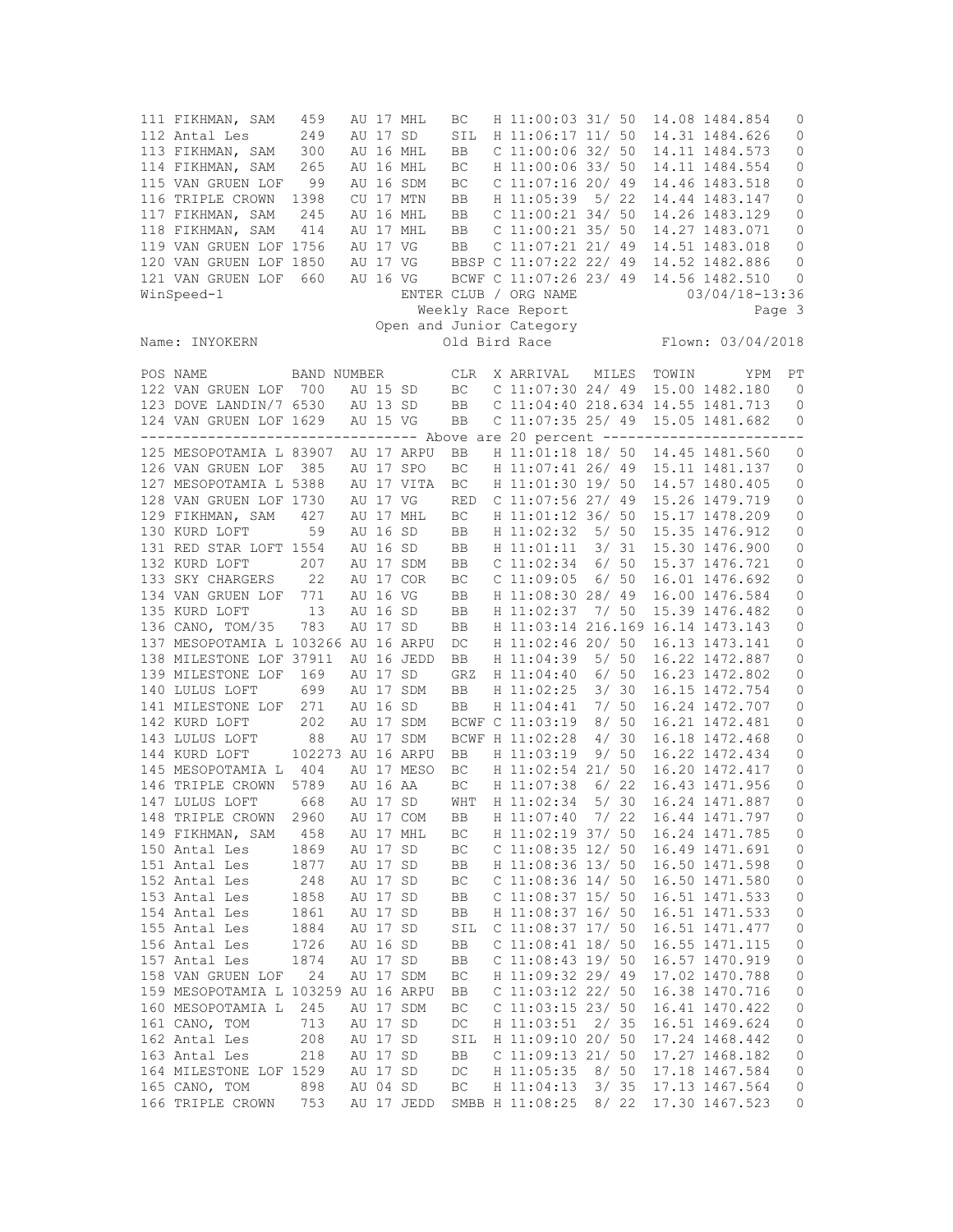| POS | NAME | BAND NUMBER | | | CLR | X | ARRIVAL | MILES | TOWIN | YPM | PT |
|---|---|---|---|---|---|---|---|---|---|---|---|
| 111 | FIKHMAN, SAM | 459 | AU 17 | MHL | BC | H | 11:00:03 | 31/ 50 | 14.08 | 1484.854 | 0 |
| 112 | Antal Les | 249 | AU 17 | SD | SIL | H | 11:06:17 | 11/ 50 | 14.31 | 1484.626 | 0 |
| 113 | FIKHMAN, SAM | 300 | AU 16 | MHL | BB | C | 11:00:06 | 32/ 50 | 14.11 | 1484.573 | 0 |
| 114 | FIKHMAN, SAM | 265 | AU 16 | MHL | BC | H | 11:00:06 | 33/ 50 | 14.11 | 1484.554 | 0 |
| 115 | VAN GRUEN LOF | 99 | AU 16 | SDM | BC | C | 11:07:16 | 20/ 49 | 14.46 | 1483.518 | 0 |
| 116 | TRIPLE CROWN | 1398 | CU 17 | MTN | BB | H | 11:05:39 | 5/ 22 | 14.44 | 1483.147 | 0 |
| 117 | FIKHMAN, SAM | 245 | AU 16 | MHL | BB | C | 11:00:21 | 34/ 50 | 14.26 | 1483.129 | 0 |
| 118 | FIKHMAN, SAM | 414 | AU 17 | MHL | BB | C | 11:00:21 | 35/ 50 | 14.27 | 1483.071 | 0 |
| 119 | VAN GRUEN LOF | 1756 | AU 17 | VG | BB | C | 11:07:21 | 21/ 49 | 14.51 | 1483.018 | 0 |
| 120 | VAN GRUEN LOF | 1850 | AU 17 | VG | BBSP | C | 11:07:22 | 22/ 49 | 14.52 | 1482.886 | 0 |
| 121 | VAN GRUEN LOF | 660 | AU 16 | VG | BCWF | C | 11:07:26 | 23/ 49 | 14.56 | 1482.510 | 0 |

WinSpeed-1 ENTER CLUB / ORG NAME 03/04/18-13:36

Weekly Race Report

Open and Junior Category

Name: INYOKERN Old Bird Race Flown: 03/04/2018

| POS | NAME | BAND NUMBER | | | CLR | X | ARRIVAL | MILES | TOWIN | YPM | PT |
|---|---|---|---|---|---|---|---|---|---|---|---|
| 122 | VAN GRUEN LOF | 700 | AU 15 | SD | BC | C | 11:07:30 | 24/ 49 | 15.00 | 1482.180 | 0 |
| 123 | DOVE LANDIN/7 | 6530 | AU 13 | SD | BB | C | 11:04:40 | 218.634 | 14.55 | 1481.713 | 0 |
| 124 | VAN GRUEN LOF | 1629 | AU 15 | VG | BB | C | 11:07:35 | 25/ 49 | 15.05 | 1481.682 | 0 |
| | -------- Above are 20 percent -------- | | | | | | | | | | |
| 125 | MESOPOTAMIA L | 83907 | AU 17 | ARPU | BB | H | 11:01:18 | 18/ 50 | 14.45 | 1481.560 | 0 |
| 126 | VAN GRUEN LOF | 385 | AU 17 | SPO | BC | H | 11:07:41 | 26/ 49 | 15.11 | 1481.137 | 0 |
| 127 | MESOPOTAMIA L | 5388 | AU 17 | VITA | BC | H | 11:01:30 | 19/ 50 | 14.57 | 1480.405 | 0 |
| 128 | VAN GRUEN LOF | 1730 | AU 17 | VG | RED | C | 11:07:56 | 27/ 49 | 15.26 | 1479.719 | 0 |
| 129 | FIKHMAN, SAM | 427 | AU 17 | MHL | BC | H | 11:01:12 | 36/ 50 | 15.17 | 1478.209 | 0 |
| 130 | KURD LOFT | 59 | AU 16 | SD | BB | H | 11:02:32 | 5/ 50 | 15.35 | 1476.912 | 0 |
| 131 | RED STAR LOFT | 1554 | AU 16 | SD | BB | H | 11:01:11 | 3/ 31 | 15.30 | 1476.900 | 0 |
| 132 | KURD LOFT | 207 | AU 17 | SDM | BB | C | 11:02:34 | 6/ 50 | 15.37 | 1476.721 | 0 |
| 133 | SKY CHARGERS | 22 | AU 17 | COR | BC | C | 11:09:05 | 6/ 50 | 16.01 | 1476.692 | 0 |
| 134 | VAN GRUEN LOF | 771 | AU 16 | VG | BB | H | 11:08:30 | 28/ 49 | 16.00 | 1476.584 | 0 |
| 135 | KURD LOFT | 13 | AU 16 | SD | BB | H | 11:02:37 | 7/ 50 | 15.39 | 1476.482 | 0 |
| 136 | CANO, TOM/35 | 783 | AU 17 | SD | BB | H | 11:03:14 | 216.169 | 16.14 | 1473.143 | 0 |
| 137 | MESOPOTAMIA L | 103266 | AU 16 | ARPU | DC | H | 11:02:46 | 20/ 50 | 16.13 | 1473.141 | 0 |
| 138 | MILESTONE LOF | 37911 | AU 16 | JEDD | BB | H | 11:04:39 | 5/ 50 | 16.22 | 1472.887 | 0 |
| 139 | MILESTONE LOF | 169 | AU 17 | SD | GRZ | H | 11:04:40 | 6/ 50 | 16.23 | 1472.802 | 0 |
| 140 | LULUS LOFT | 699 | AU 17 | SDM | BB | H | 11:02:25 | 3/ 30 | 16.15 | 1472.754 | 0 |
| 141 | MILESTONE LOF | 271 | AU 16 | SD | BB | H | 11:04:41 | 7/ 50 | 16.24 | 1472.707 | 0 |
| 142 | KURD LOFT | 202 | AU 17 | SDM | BCWF | C | 11:03:19 | 8/ 50 | 16.21 | 1472.481 | 0 |
| 143 | LULUS LOFT | 88 | AU 17 | SDM | BCWF | H | 11:02:28 | 4/ 30 | 16.18 | 1472.468 | 0 |
| 144 | KURD LOFT | 102273 | AU 16 | ARPU | BB | H | 11:03:19 | 9/ 50 | 16.22 | 1472.434 | 0 |
| 145 | MESOPOTAMIA L | 404 | AU 17 | MESO | BC | H | 11:02:54 | 21/ 50 | 16.20 | 1472.417 | 0 |
| 146 | TRIPLE CROWN | 5789 | AU 16 | AA | BC | H | 11:07:38 | 6/ 22 | 16.43 | 1471.956 | 0 |
| 147 | LULUS LOFT | 668 | AU 17 | SD | WHT | H | 11:02:34 | 5/ 30 | 16.24 | 1471.887 | 0 |
| 148 | TRIPLE CROWN | 2960 | AU 17 | COM | BB | H | 11:07:40 | 7/ 22 | 16.44 | 1471.797 | 0 |
| 149 | FIKHMAN, SAM | 458 | AU 17 | MHL | BC | H | 11:02:19 | 37/ 50 | 16.24 | 1471.785 | 0 |
| 150 | Antal Les | 1869 | AU 17 | SD | BC | C | 11:08:35 | 12/ 50 | 16.49 | 1471.691 | 0 |
| 151 | Antal Les | 1877 | AU 17 | SD | BB | H | 11:08:36 | 13/ 50 | 16.50 | 1471.598 | 0 |
| 152 | Antal Les | 248 | AU 17 | SD | BC | C | 11:08:36 | 14/ 50 | 16.50 | 1471.580 | 0 |
| 153 | Antal Les | 1858 | AU 17 | SD | BB | C | 11:08:37 | 15/ 50 | 16.51 | 1471.533 | 0 |
| 154 | Antal Les | 1861 | AU 17 | SD | BB | H | 11:08:37 | 16/ 50 | 16.51 | 1471.533 | 0 |
| 155 | Antal Les | 1884 | AU 17 | SD | SIL | C | 11:08:37 | 17/ 50 | 16.51 | 1471.477 | 0 |
| 156 | Antal Les | 1726 | AU 16 | SD | BB | C | 11:08:41 | 18/ 50 | 16.55 | 1471.115 | 0 |
| 157 | Antal Les | 1874 | AU 17 | SD | BB | C | 11:08:43 | 19/ 50 | 16.57 | 1470.919 | 0 |
| 158 | VAN GRUEN LOF | 24 | AU 17 | SDM | BC | H | 11:09:32 | 29/ 49 | 17.02 | 1470.788 | 0 |
| 159 | MESOPOTAMIA L | 103259 | AU 16 | ARPU | BB | C | 11:03:12 | 22/ 50 | 16.38 | 1470.716 | 0 |
| 160 | MESOPOTAMIA L | 245 | AU 17 | SDM | BC | C | 11:03:15 | 23/ 50 | 16.41 | 1470.422 | 0 |
| 161 | CANO, TOM | 713 | AU 17 | SD | DC | H | 11:03:51 | 2/ 35 | 16.51 | 1469.624 | 0 |
| 162 | Antal Les | 208 | AU 17 | SD | SIL | H | 11:09:10 | 20/ 50 | 17.24 | 1468.442 | 0 |
| 163 | Antal Les | 218 | AU 17 | SD | BB | C | 11:09:13 | 21/ 50 | 17.27 | 1468.182 | 0 |
| 164 | MILESTONE LOF | 1529 | AU 17 | SD | DC | H | 11:05:35 | 8/ 50 | 17.18 | 1467.584 | 0 |
| 165 | CANO, TOM | 898 | AU 04 | SD | BC | H | 11:04:13 | 3/ 35 | 17.13 | 1467.564 | 0 |
| 166 | TRIPLE CROWN | 753 | AU 17 | JEDD | SMBB | H | 11:08:25 | 8/ 22 | 17.30 | 1467.523 | 0 |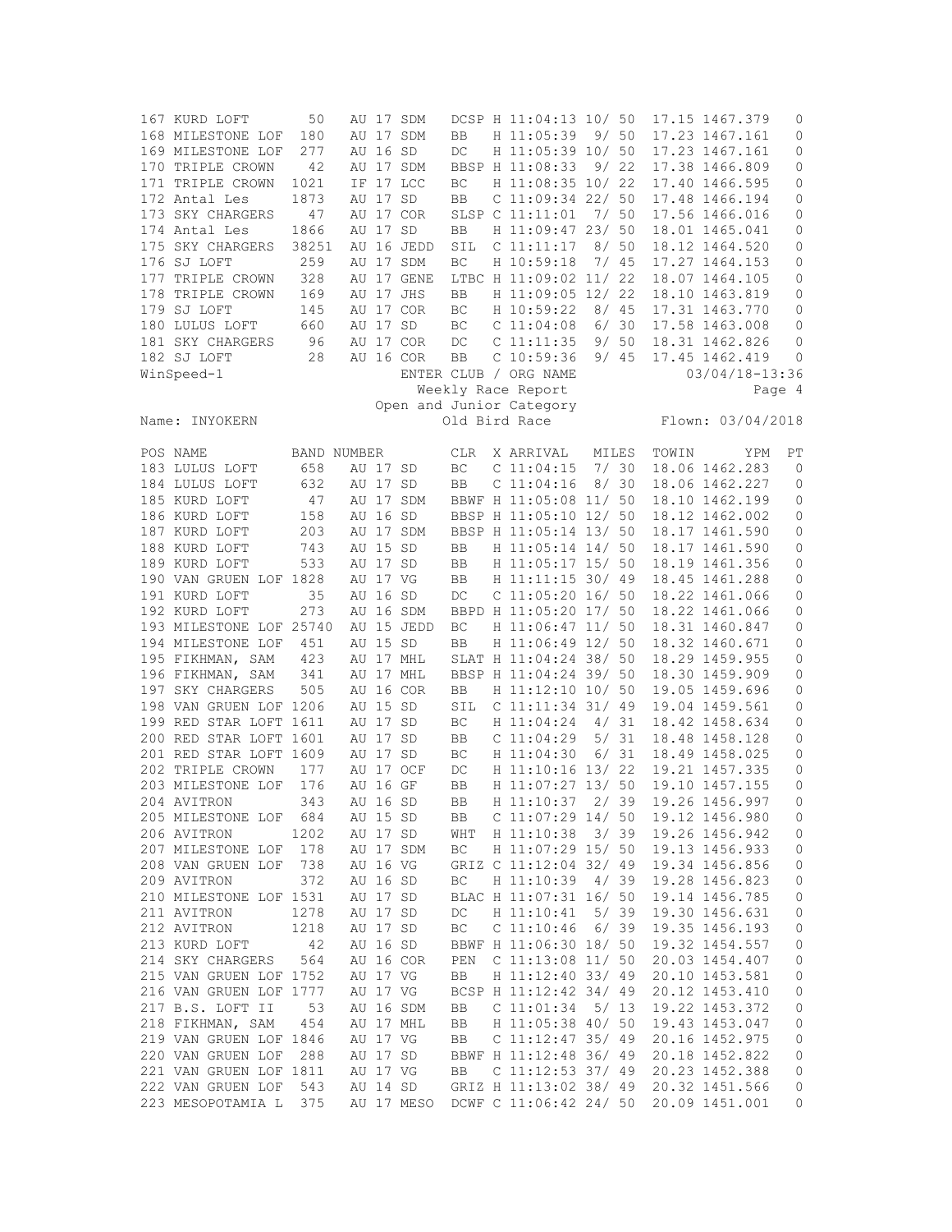| POS | NAME | BAND NUMBER | | | CLR | X | ARRIVAL | MILES | TOWIN | YPM | PT |
|---|---|---|---|---|---|---|---|---|---|---|---|
| 167 | KURD LOFT | 50 | AU 17 | SDM | DCSP | H | 11:04:13 | 10/ 50 | 17.15 | 1467.379 | 0 |
| 168 | MILESTONE LOF | 180 | AU 17 | SDM | BB | H | 11:05:39 | 9/ 50 | 17.23 | 1467.161 | 0 |
| 169 | MILESTONE LOF | 277 | AU 16 | SD | DC | H | 11:05:39 | 10/ 50 | 17.23 | 1467.161 | 0 |
| 170 | TRIPLE CROWN | 42 | AU 17 | SDM | BBSP | H | 11:08:33 | 9/ 22 | 17.38 | 1466.809 | 0 |
| 171 | TRIPLE CROWN | 1021 | IF 17 | LCC | BC | H | 11:08:35 | 10/ 22 | 17.40 | 1466.595 | 0 |
| 172 | Antal Les | 1873 | AU 17 | SD | BB | C | 11:09:34 | 22/ 50 | 17.48 | 1466.194 | 0 |
| 173 | SKY CHARGERS | 47 | AU 17 | COR | SLSP | C | 11:11:01 | 7/ 50 | 17.56 | 1466.016 | 0 |
| 174 | Antal Les | 1866 | AU 17 | SD | BB | H | 11:09:47 | 23/ 50 | 18.01 | 1465.041 | 0 |
| 175 | SKY CHARGERS | 38251 | AU 16 | JEDD | SIL | C | 11:11:17 | 8/ 50 | 18.12 | 1464.520 | 0 |
| 176 | SJ LOFT | 259 | AU 17 | SDM | BC | H | 10:59:18 | 7/ 45 | 17.27 | 1464.153 | 0 |
| 177 | TRIPLE CROWN | 328 | AU 17 | GENE | LTBC | H | 11:09:02 | 11/ 22 | 18.07 | 1464.105 | 0 |
| 178 | TRIPLE CROWN | 169 | AU 17 | JHS | BB | H | 11:09:05 | 12/ 22 | 18.10 | 1463.819 | 0 |
| 179 | SJ LOFT | 145 | AU 17 | COR | BC | H | 10:59:22 | 8/ 45 | 17.31 | 1463.770 | 0 |
| 180 | LULUS LOFT | 660 | AU 17 | SD | BC | C | 11:04:08 | 6/ 30 | 17.58 | 1463.008 | 0 |
| 181 | SKY CHARGERS | 96 | AU 17 | COR | DC | C | 11:11:35 | 9/ 50 | 18.31 | 1462.826 | 0 |
| 182 | SJ LOFT | 28 | AU 16 | COR | BB | C | 10:59:36 | 9/ 45 | 17.45 | 1462.419 | 0 |

WinSpeed-1 ENTER CLUB / ORG NAME 03/04/18-13:36

Weekly Race Report

Open and Junior Category

Name: INYOKERN Old Bird Race Flown: 03/04/2018

| POS | NAME | BAND NUMBER | | | CLR | X | ARRIVAL | MILES | TOWIN | YPM | PT |
|---|---|---|---|---|---|---|---|---|---|---|---|
| 183 | LULUS LOFT | 658 | AU 17 | SD | BC | C | 11:04:15 | 7/ 30 | 18.06 | 1462.283 | 0 |
| 184 | LULUS LOFT | 632 | AU 17 | SD | BB | C | 11:04:16 | 8/ 30 | 18.06 | 1462.227 | 0 |
| 185 | KURD LOFT | 47 | AU 17 | SDM | BBWF | H | 11:05:08 | 11/ 50 | 18.10 | 1462.199 | 0 |
| 186 | KURD LOFT | 158 | AU 16 | SD | BBSP | H | 11:05:10 | 12/ 50 | 18.12 | 1462.002 | 0 |
| 187 | KURD LOFT | 203 | AU 17 | SDM | BBSP | H | 11:05:14 | 13/ 50 | 18.17 | 1461.590 | 0 |
| 188 | KURD LOFT | 743 | AU 15 | SD | BB | H | 11:05:14 | 14/ 50 | 18.17 | 1461.590 | 0 |
| 189 | KURD LOFT | 533 | AU 17 | SD | BB | H | 11:05:17 | 15/ 50 | 18.19 | 1461.356 | 0 |
| 190 | VAN GRUEN LOF | 1828 | AU 17 | VG | BB | H | 11:11:55 | 30/ 49 | 18.45 | 1461.288 | 0 |
| 191 | KURD LOFT | 35 | AU 16 | SD | DC | C | 11:05:20 | 16/ 50 | 18.22 | 1461.066 | 0 |
| 192 | KURD LOFT | 273 | AU 16 | SDM | BBPD | H | 11:05:20 | 17/ 50 | 18.22 | 1461.066 | 0 |
| 193 | MILESTONE LOF | 25740 | AU 15 | JEDD | BC | H | 11:06:47 | 11/ 50 | 18.31 | 1460.847 | 0 |
| 194 | MILESTONE LOF | 451 | AU 15 | SD | BB | H | 11:06:49 | 12/ 50 | 18.32 | 1460.671 | 0 |
| 195 | FIKHMAN, SAM | 423 | AU 17 | MHL | SLAT | H | 11:04:24 | 38/ 50 | 18.29 | 1459.955 | 0 |
| 196 | FIKHMAN, SAM | 341 | AU 17 | MHL | BBSP | H | 11:04:24 | 39/ 50 | 18.30 | 1459.909 | 0 |
| 197 | SKY CHARGERS | 505 | AU 16 | COR | BB | H | 11:12:10 | 10/ 50 | 19.05 | 1459.696 | 0 |
| 198 | VAN GRUEN LOF | 1206 | AU 15 | SD | SIL | C | 11:11:34 | 31/ 49 | 19.04 | 1459.561 | 0 |
| 199 | RED STAR LOFT | 1611 | AU 17 | SD | BC | H | 11:04:24 | 4/ 31 | 18.42 | 1458.634 | 0 |
| 200 | RED STAR LOFT | 1601 | AU 17 | SD | BB | C | 11:04:29 | 5/ 31 | 18.48 | 1458.128 | 0 |
| 201 | RED STAR LOFT | 1609 | AU 17 | SD | BC | H | 11:04:30 | 6/ 31 | 18.49 | 1458.025 | 0 |
| 202 | TRIPLE CROWN | 177 | AU 17 | OCF | DC | H | 11:10:16 | 13/ 22 | 19.21 | 1457.335 | 0 |
| 203 | MILESTONE LOF | 176 | AU 16 | GF | BB | H | 11:07:27 | 13/ 50 | 19.10 | 1457.155 | 0 |
| 204 | AVITRON | 343 | AU 16 | SD | BB | H | 11:10:37 | 2/ 39 | 19.26 | 1456.997 | 0 |
| 205 | MILESTONE LOF | 684 | AU 15 | SD | BB | C | 11:07:29 | 14/ 50 | 19.12 | 1456.980 | 0 |
| 206 | AVITRON | 1202 | AU 17 | SD | WHT | H | 11:10:38 | 3/ 39 | 19.26 | 1456.942 | 0 |
| 207 | MILESTONE LOF | 178 | AU 17 | SDM | BC | H | 11:07:29 | 15/ 50 | 19.13 | 1456.933 | 0 |
| 208 | VAN GRUEN LOF | 738 | AU 16 | VG | GRIZ | C | 11:12:04 | 32/ 49 | 19.34 | 1456.856 | 0 |
| 209 | AVITRON | 372 | AU 16 | SD | BC | H | 11:10:39 | 4/ 39 | 19.28 | 1456.823 | 0 |
| 210 | MILESTONE LOF | 1531 | AU 17 | SD | BLAC | H | 11:07:31 | 16/ 50 | 19.14 | 1456.785 | 0 |
| 211 | AVITRON | 1278 | AU 17 | SD | DC | H | 11:10:41 | 5/ 39 | 19.30 | 1456.631 | 0 |
| 212 | AVITRON | 1218 | AU 17 | SD | BC | C | 11:10:46 | 6/ 39 | 19.35 | 1456.193 | 0 |
| 213 | KURD LOFT | 42 | AU 16 | SD | BBWF | H | 11:06:30 | 18/ 50 | 19.32 | 1454.557 | 0 |
| 214 | SKY CHARGERS | 564 | AU 16 | COR | PEN | C | 11:13:08 | 11/ 50 | 20.03 | 1454.407 | 0 |
| 215 | VAN GRUEN LOF | 1752 | AU 17 | VG | BB | H | 11:12:40 | 33/ 49 | 20.10 | 1453.581 | 0 |
| 216 | VAN GRUEN LOF | 1777 | AU 17 | VG | BCSP | H | 11:12:42 | 34/ 49 | 20.12 | 1453.410 | 0 |
| 217 | B.S. LOFT II | 53 | AU 16 | SDM | BB | C | 11:01:34 | 5/ 13 | 19.22 | 1453.372 | 0 |
| 218 | FIKHMAN, SAM | 454 | AU 17 | MHL | BB | H | 11:05:38 | 40/ 50 | 19.43 | 1453.047 | 0 |
| 219 | VAN GRUEN LOF | 1846 | AU 17 | VG | BB | C | 11:12:47 | 35/ 49 | 20.16 | 1452.975 | 0 |
| 220 | VAN GRUEN LOF | 288 | AU 17 | SD | BBWF | H | 11:12:48 | 36/ 49 | 20.18 | 1452.822 | 0 |
| 221 | VAN GRUEN LOF | 1811 | AU 17 | VG | BB | C | 11:12:53 | 37/ 49 | 20.23 | 1452.388 | 0 |
| 222 | VAN GRUEN LOF | 543 | AU 14 | SD | GRIZ | H | 11:13:02 | 38/ 49 | 20.32 | 1451.566 | 0 |
| 223 | MESOPOTAMIA L | 375 | AU 17 | MESO | DCWF | C | 11:06:42 | 24/ 50 | 20.09 | 1451.001 | 0 |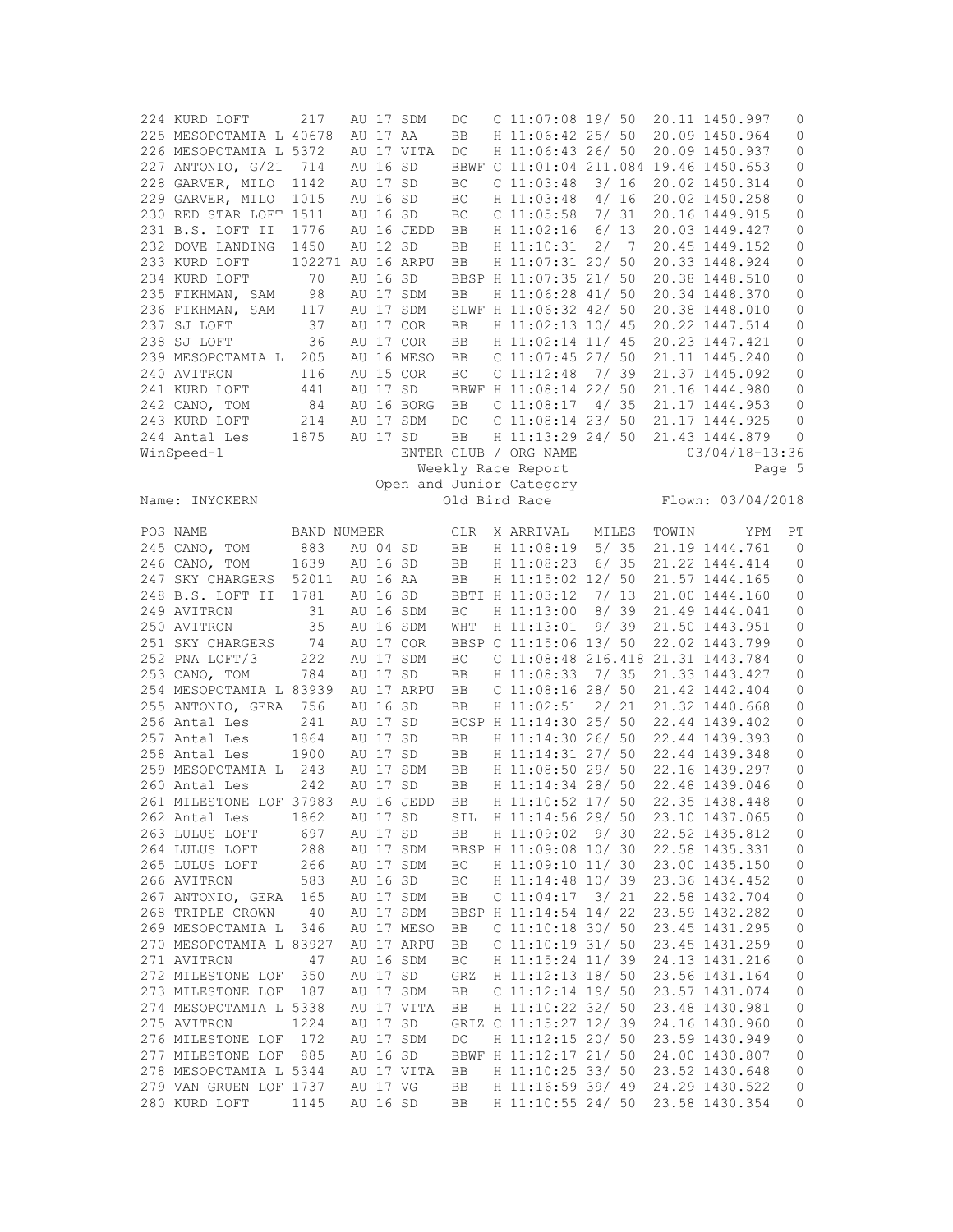| POS | NAME | BAND NUMBER | | | CLR | X | ARRIVAL | MILES | TOWIN | YPM | PT |
|---|---|---|---|---|---|---|---|---|---|---|---|
| 224 | KURD LOFT | 217 | AU 17 | SDM | DC | C | 11:07:08 | 19/ 50 | 20.11 | 1450.997 | 0 |
| 225 | MESOPOTAMIA L | 40678 | AU 17 | AA | BB | H | 11:06:42 | 25/ 50 | 20.09 | 1450.964 | 0 |
| 226 | MESOPOTAMIA L | 5372 | AU 17 | VITA | DC | H | 11:06:43 | 26/ 50 | 20.09 | 1450.937 | 0 |
| 227 | ANTONIO, G/21 | 714 | AU 16 | SD | BBWF | C | 11:01:04 | 211.084 | 19.46 | 1450.653 | 0 |
| 228 | GARVER, MILO | 1142 | AU 17 | SD | BC | C | 11:03:48 | 3/ 16 | 20.02 | 1450.314 | 0 |
| 229 | GARVER, MILO | 1015 | AU 16 | SD | BC | H | 11:03:48 | 4/ 16 | 20.02 | 1450.258 | 0 |
| 230 | RED STAR LOFT | 1511 | AU 16 | SD | BC | C | 11:05:58 | 7/ 31 | 20.16 | 1449.915 | 0 |
| 231 | B.S. LOFT II | 1776 | AU 16 | JEDD | BB | H | 11:02:16 | 6/ 13 | 20.03 | 1449.427 | 0 |
| 232 | DOVE LANDING | 1450 | AU 12 | SD | BB | H | 11:10:31 | 2/ 7 | 20.45 | 1449.152 | 0 |
| 233 | KURD LOFT | 102271 | AU 16 | ARPU | BB | H | 11:07:31 | 20/ 50 | 20.33 | 1448.924 | 0 |
| 234 | KURD LOFT | 70 | AU 16 | SD | BBSP | H | 11:07:35 | 21/ 50 | 20.38 | 1448.510 | 0 |
| 235 | FIKHMAN, SAM | 98 | AU 17 | SDM | BB | H | 11:06:28 | 41/ 50 | 20.34 | 1448.370 | 0 |
| 236 | FIKHMAN, SAM | 117 | AU 17 | SDM | SLWF | H | 11:06:32 | 42/ 50 | 20.38 | 1448.010 | 0 |
| 237 | SJ LOFT | 37 | AU 17 | COR | BB | H | 11:02:13 | 10/ 45 | 20.22 | 1447.514 | 0 |
| 238 | SJ LOFT | 36 | AU 17 | COR | BB | H | 11:02:14 | 11/ 45 | 20.23 | 1447.421 | 0 |
| 239 | MESOPOTAMIA L | 205 | AU 16 | MESO | BB | C | 11:07:45 | 27/ 50 | 21.11 | 1445.240 | 0 |
| 240 | AVITRON | 116 | AU 15 | COR | BC | C | 11:12:48 | 7/ 39 | 21.37 | 1445.092 | 0 |
| 241 | KURD LOFT | 441 | AU 17 | SD | BBWF | H | 11:08:14 | 22/ 50 | 21.16 | 1444.980 | 0 |
| 242 | CANO, TOM | 84 | AU 16 | BORG | BB | C | 11:08:17 | 4/ 35 | 21.17 | 1444.953 | 0 |
| 243 | KURD LOFT | 214 | AU 17 | SDM | DC | C | 11:08:14 | 23/ 50 | 21.17 | 1444.925 | 0 |
| 244 | Antal Les | 1875 | AU 17 | SD | BB | H | 11:13:29 | 24/ 50 | 21.43 | 1444.879 | 0 |

WinSpeed-1 ENTER CLUB / ORG NAME 03/04/18-13:36

Weekly Race Report Page 5

Open and Junior Category

Name: INYOKERN Old Bird Race Flown: 03/04/2018

| POS | NAME | BAND NUMBER | | | CLR | X | ARRIVAL | MILES | TOWIN | YPM | PT |
|---|---|---|---|---|---|---|---|---|---|---|---|
| 245 | CANO, TOM | 883 | AU 04 | SD | BB | H | 11:08:19 | 5/ 35 | 21.19 | 1444.761 | 0 |
| 246 | CANO, TOM | 1639 | AU 16 | SD | BB | H | 11:08:23 | 6/ 35 | 21.22 | 1444.414 | 0 |
| 247 | SKY CHARGERS | 52011 | AU 16 | AA | BB | H | 11:15:02 | 12/ 50 | 21.57 | 1444.165 | 0 |
| 248 | B.S. LOFT II | 1781 | AU 16 | SD | BBTI | H | 11:03:12 | 7/ 13 | 21.00 | 1444.160 | 0 |
| 249 | AVITRON | 31 | AU 16 | SDM | BC | H | 11:13:00 | 8/ 39 | 21.49 | 1444.041 | 0 |
| 250 | AVITRON | 35 | AU 16 | SDM | WHT | H | 11:13:01 | 9/ 39 | 21.50 | 1443.951 | 0 |
| 251 | SKY CHARGERS | 74 | AU 17 | COR | BBSP | C | 11:15:06 | 13/ 50 | 22.02 | 1443.799 | 0 |
| 252 | PNA LOFT/3 | 222 | AU 17 | SDM | BC | C | 11:08:48 | 216.418 | 21.31 | 1443.784 | 0 |
| 253 | CANO, TOM | 784 | AU 17 | SD | BB | H | 11:08:33 | 7/ 35 | 21.33 | 1443.427 | 0 |
| 254 | MESOPOTAMIA L | 83939 | AU 17 | ARPU | BB | C | 11:08:16 | 28/ 50 | 21.42 | 1442.404 | 0 |
| 255 | ANTONIO, GERA | 756 | AU 16 | SD | BB | H | 11:02:51 | 2/ 21 | 21.32 | 1440.668 | 0 |
| 256 | Antal Les | 241 | AU 17 | SD | BCSP | H | 11:14:30 | 25/ 50 | 22.44 | 1439.402 | 0 |
| 257 | Antal Les | 1864 | AU 17 | SD | BB | H | 11:14:30 | 26/ 50 | 22.44 | 1439.393 | 0 |
| 258 | Antal Les | 1900 | AU 17 | SD | BB | H | 11:14:31 | 27/ 50 | 22.44 | 1439.348 | 0 |
| 259 | MESOPOTAMIA L | 243 | AU 17 | SDM | BB | H | 11:08:50 | 29/ 50 | 22.16 | 1439.297 | 0 |
| 260 | Antal Les | 242 | AU 17 | SD | BB | H | 11:14:34 | 28/ 50 | 22.48 | 1439.046 | 0 |
| 261 | MILESTONE LOF | 37983 | AU 16 | JEDD | BB | H | 11:10:52 | 17/ 50 | 22.35 | 1438.448 | 0 |
| 262 | Antal Les | 1862 | AU 17 | SD | SIL | H | 11:14:56 | 29/ 50 | 23.10 | 1437.065 | 0 |
| 263 | LULUS LOFT | 697 | AU 17 | SD | BB | H | 11:09:02 | 9/ 30 | 22.52 | 1435.812 | 0 |
| 264 | LULUS LOFT | 288 | AU 17 | SDM | BBSP | H | 11:09:08 | 10/ 30 | 22.58 | 1435.331 | 0 |
| 265 | LULUS LOFT | 266 | AU 17 | SDM | BC | H | 11:09:10 | 11/ 30 | 23.00 | 1435.150 | 0 |
| 266 | AVITRON | 583 | AU 16 | SD | BC | H | 11:14:48 | 10/ 39 | 23.36 | 1434.452 | 0 |
| 267 | ANTONIO, GERA | 165 | AU 17 | SDM | BB | C | 11:04:17 | 3/ 21 | 22.58 | 1432.704 | 0 |
| 268 | TRIPLE CROWN | 40 | AU 17 | SDM | BBSP | H | 11:14:54 | 14/ 22 | 23.59 | 1432.282 | 0 |
| 269 | MESOPOTAMIA L | 346 | AU 17 | MESO | BB | C | 11:10:18 | 30/ 50 | 23.45 | 1431.295 | 0 |
| 270 | MESOPOTAMIA L | 83927 | AU 17 | ARPU | BB | C | 11:10:19 | 31/ 50 | 23.45 | 1431.259 | 0 |
| 271 | AVITRON | 47 | AU 16 | SDM | BC | H | 11:15:24 | 11/ 39 | 24.13 | 1431.216 | 0 |
| 272 | MILESTONE LOF | 350 | AU 17 | SD | GRZ | H | 11:12:13 | 18/ 50 | 23.56 | 1431.164 | 0 |
| 273 | MILESTONE LOF | 187 | AU 17 | SDM | BB | C | 11:12:14 | 19/ 50 | 23.57 | 1431.074 | 0 |
| 274 | MESOPOTAMIA L | 5338 | AU 17 | VITA | BB | H | 11:10:22 | 32/ 50 | 23.48 | 1430.981 | 0 |
| 275 | AVITRON | 1224 | AU 17 | SD | GRIZ | C | 11:15:27 | 12/ 39 | 24.16 | 1430.960 | 0 |
| 276 | MILESTONE LOF | 172 | AU 17 | SDM | DC | H | 11:12:15 | 20/ 50 | 23.59 | 1430.949 | 0 |
| 277 | MILESTONE LOF | 885 | AU 16 | SD | BBWF | H | 11:12:17 | 21/ 50 | 24.00 | 1430.807 | 0 |
| 278 | MESOPOTAMIA L | 5344 | AU 17 | VITA | BB | H | 11:10:25 | 33/ 50 | 23.52 | 1430.648 | 0 |
| 279 | VAN GRUEN LOF | 1737 | AU 17 | VG | BB | H | 11:16:59 | 39/ 49 | 24.29 | 1430.522 | 0 |
| 280 | KURD LOFT | 1145 | AU 16 | SD | BB | H | 11:10:55 | 24/ 50 | 23.58 | 1430.354 | 0 |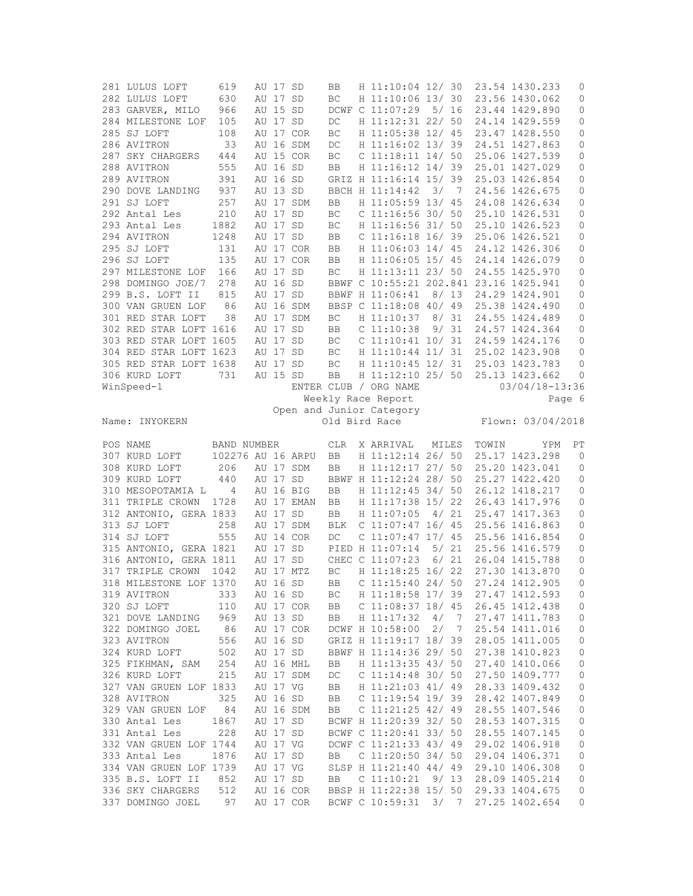| POS | NAME | BAND NUMBER | | | CLR | X | ARRIVAL | MILES | TOWIN | YPM | PT |
|---|---|---|---|---|---|---|---|---|---|---|---|
| 281 | LULUS LOFT | 619 | AU 17 | SD | BB | H | 11:10:04 | 12/ 30 | 23.54 | 1430.233 | 0 |
| 282 | LULUS LOFT | 630 | AU 17 | SD | BC | H | 11:10:06 | 13/ 30 | 23.56 | 1430.062 | 0 |
| 283 | GARVER, MILO | 966 | AU 15 | SD | DCWF | C | 11:07:29 | 5/ 16 | 23.44 | 1429.890 | 0 |
| 284 | MILESTONE LOF | 105 | AU 17 | SD | DC | H | 11:12:31 | 22/ 50 | 24.14 | 1429.559 | 0 |
| 285 | SJ LOFT | 108 | AU 17 | COR | BC | H | 11:05:38 | 12/ 45 | 23.47 | 1428.550 | 0 |
| 286 | AVITRON | 33 | AU 16 | SDM | DC | H | 11:16:02 | 13/ 39 | 24.51 | 1427.863 | 0 |
| 287 | SKY CHARGERS | 444 | AU 15 | COR | BC | C | 11:18:11 | 14/ 50 | 25.06 | 1427.539 | 0 |
| 288 | AVITRON | 555 | AU 16 | SD | BB | H | 11:16:12 | 14/ 39 | 25.01 | 1427.029 | 0 |
| 289 | AVITRON | 391 | AU 16 | SD | GRIZ | H | 11:16:14 | 15/ 39 | 25.03 | 1426.854 | 0 |
| 290 | DOVE LANDING | 937 | AU 13 | SD | BBCH | H | 11:14:42 | 3/ 7 | 24.56 | 1426.675 | 0 |
| 291 | SJ LOFT | 257 | AU 17 | SDM | BB | H | 11:05:59 | 13/ 45 | 24.08 | 1426.634 | 0 |
| 292 | Antal Les | 210 | AU 17 | SD | BC | C | 11:16:56 | 30/ 50 | 25.10 | 1426.531 | 0 |
| 293 | Antal Les | 1882 | AU 17 | SD | BC | H | 11:16:56 | 31/ 50 | 25.10 | 1426.523 | 0 |
| 294 | AVITRON | 1248 | AU 17 | SD | BB | C | 11:16:18 | 16/ 39 | 25.06 | 1426.521 | 0 |
| 295 | SJ LOFT | 131 | AU 17 | COR | BB | H | 11:06:03 | 14/ 45 | 24.12 | 1426.306 | 0 |
| 296 | SJ LOFT | 135 | AU 17 | COR | BB | H | 11:06:05 | 15/ 45 | 24.14 | 1426.079 | 0 |
| 297 | MILESTONE LOF | 166 | AU 17 | SD | BC | H | 11:13:11 | 23/ 50 | 24.55 | 1425.970 | 0 |
| 298 | DOMINGO JOE/7 | 278 | AU 16 | SD | BBWF | C | 10:55:21 | 202.841 | 23.16 | 1425.941 | 0 |
| 299 | B.S. LOFT II | 815 | AU 17 | SD | BBWF | H | 11:06:41 | 8/ 13 | 24.29 | 1424.901 | 0 |
| 300 | VAN GRUEN LOF | 86 | AU 16 | SDM | BBSP | C | 11:18:08 | 40/ 49 | 25.38 | 1424.490 | 0 |
| 301 | RED STAR LOFT | 38 | AU 17 | SDM | BC | H | 11:10:37 | 8/ 31 | 24.55 | 1424.489 | 0 |
| 302 | RED STAR LOFT | 1616 | AU 17 | SD | BB | C | 11:10:38 | 9/ 31 | 24.57 | 1424.364 | 0 |
| 303 | RED STAR LOFT | 1605 | AU 17 | SD | BC | C | 11:10:41 | 10/ 31 | 24.59 | 1424.176 | 0 |
| 304 | RED STAR LOFT | 1623 | AU 17 | SD | BC | H | 11:10:44 | 11/ 31 | 25.02 | 1423.908 | 0 |
| 305 | RED STAR LOFT | 1638 | AU 17 | SD | BC | H | 11:10:45 | 12/ 31 | 25.03 | 1423.783 | 0 |
| 306 | KURD LOFT | 731 | AU 15 | SD | BB | H | 11:12:10 | 25/ 50 | 25.13 | 1423.662 | 0 |

WinSpeed-1 ENTER CLUB / ORG NAME 03/04/18-13:36

Weekly Race Report

Open and Junior Category

Name: INYOKERN — Old Bird Race — Flown: 03/04/2018

| POS | NAME | BAND NUMBER | | | CLR | X | ARRIVAL | MILES | TOWIN | YPM | PT |
|---|---|---|---|---|---|---|---|---|---|---|---|
| 307 | KURD LOFT | 102276 | AU 16 | ARPU | BB | H | 11:12:14 | 26/ 50 | 25.17 | 1423.298 | 0 |
| 308 | KURD LOFT | 206 | AU 17 | SDM | BB | H | 11:12:17 | 27/ 50 | 25.20 | 1423.041 | 0 |
| 309 | KURD LOFT | 440 | AU 17 | SD | BBWF | H | 11:12:24 | 28/ 50 | 25.27 | 1422.420 | 0 |
| 310 | MESOPOTAMIA L | 4 | AU 16 | BIG | BB | H | 11:12:45 | 34/ 50 | 26.12 | 1418.217 | 0 |
| 311 | TRIPLE CROWN | 1728 | AU 17 | EMAN | BB | H | 11:17:38 | 15/ 22 | 26.43 | 1417.976 | 0 |
| 312 | ANTONIO, GERA | 1833 | AU 17 | SD | BB | H | 11:07:05 | 4/ 21 | 25.47 | 1417.363 | 0 |
| 313 | SJ LOFT | 258 | AU 17 | SDM | BLK | C | 11:07:47 | 16/ 45 | 25.56 | 1416.863 | 0 |
| 314 | SJ LOFT | 555 | AU 14 | COR | DC | C | 11:07:47 | 17/ 45 | 25.56 | 1416.854 | 0 |
| 315 | ANTONIO, GERA | 1821 | AU 17 | SD | PIED | H | 11:07:14 | 5/ 21 | 25.56 | 1416.579 | 0 |
| 316 | ANTONIO, GERA | 1811 | AU 17 | SD | CHEC | C | 11:07:23 | 6/ 21 | 26.04 | 1415.788 | 0 |
| 317 | TRIPLE CROWN | 1042 | AU 17 | MTZ | BC | H | 11:18:25 | 16/ 22 | 27.30 | 1413.870 | 0 |
| 318 | MILESTONE LOF | 1370 | AU 16 | SD | BB | C | 11:15:40 | 24/ 50 | 27.24 | 1412.905 | 0 |
| 319 | AVITRON | 333 | AU 16 | SD | BC | H | 11:18:58 | 17/ 39 | 27.47 | 1412.593 | 0 |
| 320 | SJ LOFT | 110 | AU 17 | COR | BB | C | 11:08:37 | 18/ 45 | 26.45 | 1412.438 | 0 |
| 321 | DOVE LANDING | 969 | AU 13 | SD | BB | H | 11:17:32 | 4/ 7 | 27.47 | 1411.783 | 0 |
| 322 | DOMINGO JOEL | 86 | AU 17 | COR | DCWF | H | 10:58:00 | 2/ 7 | 25.54 | 1411.016 | 0 |
| 323 | AVITRON | 556 | AU 16 | SD | GRIZ | H | 11:19:17 | 18/ 39 | 28.05 | 1411.005 | 0 |
| 324 | KURD LOFT | 502 | AU 17 | SD | BBWF | H | 11:14:36 | 29/ 50 | 27.38 | 1410.823 | 0 |
| 325 | FIKHMAN, SAM | 254 | AU 16 | MHL | BB | H | 11:13:35 | 43/ 50 | 27.40 | 1410.066 | 0 |
| 326 | KURD LOFT | 215 | AU 17 | SDM | DC | C | 11:14:48 | 30/ 50 | 27.50 | 1409.777 | 0 |
| 327 | VAN GRUEN LOF | 1833 | AU 17 | VG | BB | H | 11:21:03 | 41/ 49 | 28.33 | 1409.432 | 0 |
| 328 | AVITRON | 325 | AU 16 | SD | BB | C | 11:19:54 | 19/ 39 | 28.42 | 1407.849 | 0 |
| 329 | VAN GRUEN LOF | 84 | AU 16 | SDM | BB | C | 11:21:25 | 42/ 49 | 28.55 | 1407.546 | 0 |
| 330 | Antal Les | 1867 | AU 17 | SD | BCWF | H | 11:20:39 | 32/ 50 | 28.53 | 1407.315 | 0 |
| 331 | Antal Les | 228 | AU 17 | SD | BCWF | C | 11:20:41 | 33/ 50 | 28.55 | 1407.145 | 0 |
| 332 | VAN GRUEN LOF | 1744 | AU 17 | VG | DCWF | C | 11:21:33 | 43/ 49 | 29.02 | 1406.918 | 0 |
| 333 | Antal Les | 1876 | AU 17 | SD | BB | C | 11:20:50 | 34/ 50 | 29.04 | 1406.371 | 0 |
| 334 | VAN GRUEN LOF | 1739 | AU 17 | VG | SLSP | H | 11:21:40 | 44/ 49 | 29.10 | 1406.308 | 0 |
| 335 | B.S. LOFT II | 852 | AU 17 | SD | BB | C | 11:10:21 | 9/ 13 | 28.09 | 1405.214 | 0 |
| 336 | SKY CHARGERS | 512 | AU 16 | COR | BBSP | H | 11:22:38 | 15/ 50 | 29.33 | 1404.675 | 0 |
| 337 | DOMINGO JOEL | 97 | AU 17 | COR | BCWF | C | 10:59:31 | 3/ 7 | 27.25 | 1402.654 | 0 |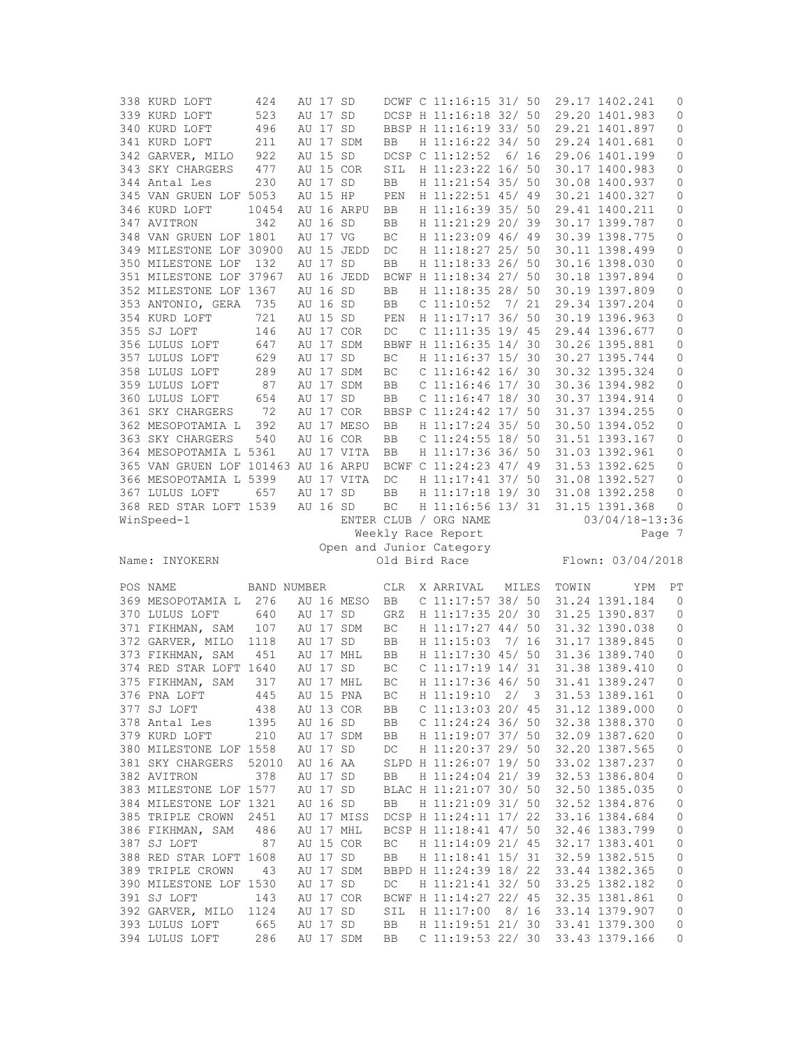| POS | NAME | BAND NUMBER | | | CLR | X | ARRIVAL | MILES | TOWIN | YPM | PT |
|---|---|---|---|---|---|---|---|---|---|---|---|
| 338 | KURD LOFT | 424 | AU 17 | SD | DCWF | C | 11:16:15 | 31/ 50 | 29.17 | 1402.241 | 0 |
| 339 | KURD LOFT | 523 | AU 17 | SD | DCSP | H | 11:16:18 | 32/ 50 | 29.20 | 1401.983 | 0 |
| 340 | KURD LOFT | 496 | AU 17 | SD | BBSP | H | 11:16:19 | 33/ 50 | 29.21 | 1401.897 | 0 |
| 341 | KURD LOFT | 211 | AU 17 | SDM | BB | H | 11:16:22 | 34/ 50 | 29.24 | 1401.681 | 0 |
| 342 | GARVER, MILO | 922 | AU 15 | SD | DCSP | C | 11:12:52 | 6/ 16 | 29.06 | 1401.199 | 0 |
| 343 | SKY CHARGERS | 477 | AU 15 | COR | SIL | H | 11:23:22 | 16/ 50 | 30.17 | 1400.983 | 0 |
| 344 | Antal Les | 230 | AU 17 | SD | BB | H | 11:21:54 | 35/ 50 | 30.08 | 1400.937 | 0 |
| 345 | VAN GRUEN LOF | 5053 | AU 15 | HP | PEN | H | 11:22:51 | 45/ 49 | 30.21 | 1400.327 | 0 |
| 346 | KURD LOFT | 10454 | AU 16 | ARPU | BB | H | 11:16:39 | 35/ 50 | 29.41 | 1400.211 | 0 |
| 347 | AVITRON | 342 | AU 16 | SD | BB | H | 11:21:29 | 20/ 39 | 30.17 | 1399.787 | 0 |
| 348 | VAN GRUEN LOF | 1801 | AU 17 | VG | BC | H | 11:23:09 | 46/ 49 | 30.39 | 1398.775 | 0 |
| 349 | MILESTONE LOF | 30900 | AU 15 | JEDD | DC | H | 11:18:27 | 25/ 50 | 30.11 | 1398.499 | 0 |
| 350 | MILESTONE LOF | 132 | AU 17 | SD | BB | H | 11:18:33 | 26/ 50 | 30.16 | 1398.030 | 0 |
| 351 | MILESTONE LOF | 37967 | AU 16 | JEDD | BCWF | H | 11:18:34 | 27/ 50 | 30.18 | 1397.894 | 0 |
| 352 | MILESTONE LOF | 1367 | AU 16 | SD | BB | H | 11:18:35 | 28/ 50 | 30.19 | 1397.809 | 0 |
| 353 | ANTONIO, GERA | 735 | AU 16 | SD | BB | C | 11:10:52 | 7/ 21 | 29.34 | 1397.204 | 0 |
| 354 | KURD LOFT | 721 | AU 15 | SD | PEN | H | 11:17:17 | 36/ 50 | 30.19 | 1396.963 | 0 |
| 355 | SJ LOFT | 146 | AU 17 | COR | DC | C | 11:11:35 | 19/ 45 | 29.44 | 1396.677 | 0 |
| 356 | LULUS LOFT | 647 | AU 17 | SDM | BBWF | H | 11:16:35 | 14/ 30 | 30.26 | 1395.881 | 0 |
| 357 | LULUS LOFT | 629 | AU 17 | SD | BC | H | 11:16:37 | 15/ 30 | 30.27 | 1395.744 | 0 |
| 358 | LULUS LOFT | 289 | AU 17 | SDM | BC | C | 11:16:42 | 16/ 30 | 30.32 | 1395.324 | 0 |
| 359 | LULUS LOFT | 87 | AU 17 | SDM | BB | C | 11:16:46 | 17/ 30 | 30.36 | 1394.982 | 0 |
| 360 | LULUS LOFT | 654 | AU 17 | SD | BB | C | 11:16:47 | 18/ 30 | 30.37 | 1394.914 | 0 |
| 361 | SKY CHARGERS | 72 | AU 17 | COR | BBSP | C | 11:24:42 | 17/ 50 | 31.37 | 1394.255 | 0 |
| 362 | MESOPOTAMIA L | 392 | AU 17 | MESO | BB | H | 11:17:24 | 35/ 50 | 30.50 | 1394.052 | 0 |
| 363 | SKY CHARGERS | 540 | AU 16 | COR | BB | C | 11:24:55 | 18/ 50 | 31.51 | 1393.167 | 0 |
| 364 | MESOPOTAMIA L | 5361 | AU 17 | VITA | BB | H | 11:17:36 | 36/ 50 | 31.03 | 1392.961 | 0 |
| 365 | VAN GRUEN LOF | 101463 | AU 16 | ARPU | BCWF | C | 11:24:23 | 47/ 49 | 31.53 | 1392.625 | 0 |
| 366 | MESOPOTAMIA L | 5399 | AU 17 | VITA | DC | H | 11:17:41 | 37/ 50 | 31.08 | 1392.527 | 0 |
| 367 | LULUS LOFT | 657 | AU 17 | SD | BB | H | 11:17:18 | 19/ 30 | 31.08 | 1392.258 | 0 |
| 368 | RED STAR LOFT | 1539 | AU 16 | SD | BC | H | 11:16:56 | 13/ 31 | 31.15 | 1391.368 | 0 |

WinSpeed-1 — ENTER CLUB / ORG NAME — 03/04/18-13:36

Weekly Race Report

Open and Junior Category

Name: INYOKERN — Old Bird Race — Flown: 03/04/2018

| POS | NAME | BAND NUMBER | | | CLR | X | ARRIVAL | MILES | TOWIN | YPM | PT |
|---|---|---|---|---|---|---|---|---|---|---|---|
| 369 | MESOPOTAMIA L | 276 | AU 16 | MESO | BB | C | 11:17:57 | 38/ 50 | 31.24 | 1391.184 | 0 |
| 370 | LULUS LOFT | 640 | AU 17 | SD | GRZ | H | 11:17:35 | 20/ 30 | 31.25 | 1390.837 | 0 |
| 371 | FIKHMAN, SAM | 107 | AU 17 | SDM | BC | H | 11:17:27 | 44/ 50 | 31.32 | 1390.038 | 0 |
| 372 | GARVER, MILO | 1118 | AU 17 | SD | BB | H | 11:15:03 | 7/ 16 | 31.17 | 1389.845 | 0 |
| 373 | FIKHMAN, SAM | 451 | AU 17 | MHL | BB | H | 11:17:30 | 45/ 50 | 31.36 | 1389.740 | 0 |
| 374 | RED STAR LOFT | 1640 | AU 17 | SD | BC | C | 11:17:19 | 14/ 31 | 31.38 | 1389.410 | 0 |
| 375 | FIKHMAN, SAM | 317 | AU 17 | MHL | BC | H | 11:17:36 | 46/ 50 | 31.41 | 1389.247 | 0 |
| 376 | PNA LOFT | 445 | AU 15 | PNA | BC | H | 11:19:10 | 2/ 3 | 31.53 | 1389.161 | 0 |
| 377 | SJ LOFT | 438 | AU 13 | COR | BB | C | 11:13:03 | 20/ 45 | 31.12 | 1389.000 | 0 |
| 378 | Antal Les | 1395 | AU 16 | SD | BB | C | 11:24:24 | 36/ 50 | 32.38 | 1388.370 | 0 |
| 379 | KURD LOFT | 210 | AU 17 | SDM | BB | H | 11:19:07 | 37/ 50 | 32.09 | 1387.620 | 0 |
| 380 | MILESTONE LOF | 1558 | AU 17 | SD | DC | H | 11:20:37 | 29/ 50 | 32.20 | 1387.565 | 0 |
| 381 | SKY CHARGERS | 52010 | AU 16 | AA | SLPD | H | 11:26:07 | 19/ 50 | 33.02 | 1387.237 | 0 |
| 382 | AVITRON | 378 | AU 17 | SD | BB | H | 11:24:04 | 21/ 39 | 32.53 | 1386.804 | 0 |
| 383 | MILESTONE LOF | 1577 | AU 17 | SD | BLAC | H | 11:21:07 | 30/ 50 | 32.50 | 1385.035 | 0 |
| 384 | MILESTONE LOF | 1321 | AU 16 | SD | BB | H | 11:21:09 | 31/ 50 | 32.52 | 1384.876 | 0 |
| 385 | TRIPLE CROWN | 2451 | AU 17 | MISS | DCSP | H | 11:24:11 | 17/ 22 | 33.16 | 1384.684 | 0 |
| 386 | FIKHMAN, SAM | 486 | AU 17 | MHL | BCSP | H | 11:18:41 | 47/ 50 | 32.46 | 1383.799 | 0 |
| 387 | SJ LOFT | 87 | AU 15 | COR | BC | H | 11:14:07 | 21/ 45 | 32.17 | 1383.401 | 0 |
| 388 | RED STAR LOFT | 1608 | AU 17 | SD | BB | H | 11:18:41 | 15/ 31 | 32.59 | 1382.515 | 0 |
| 389 | TRIPLE CROWN | 43 | AU 17 | SDM | BBPD | H | 11:24:39 | 18/ 22 | 33.44 | 1382.365 | 0 |
| 390 | MILESTONE LOF | 1530 | AU 17 | SD | DC | H | 11:21:41 | 32/ 50 | 33.25 | 1382.182 | 0 |
| 391 | SJ LOFT | 143 | AU 17 | COR | BCWF | H | 11:14:27 | 22/ 45 | 32.35 | 1381.861 | 0 |
| 392 | GARVER, MILO | 1124 | AU 17 | SD | SIL | H | 11:17:00 | 8/ 16 | 33.14 | 1379.907 | 0 |
| 393 | LULUS LOFT | 665 | AU 17 | SD | BB | H | 11:19:51 | 21/ 30 | 33.41 | 1379.300 | 0 |
| 394 | LULUS LOFT | 286 | AU 17 | SDM | BB | C | 11:19:53 | 22/ 30 | 33.43 | 1379.166 | 0 |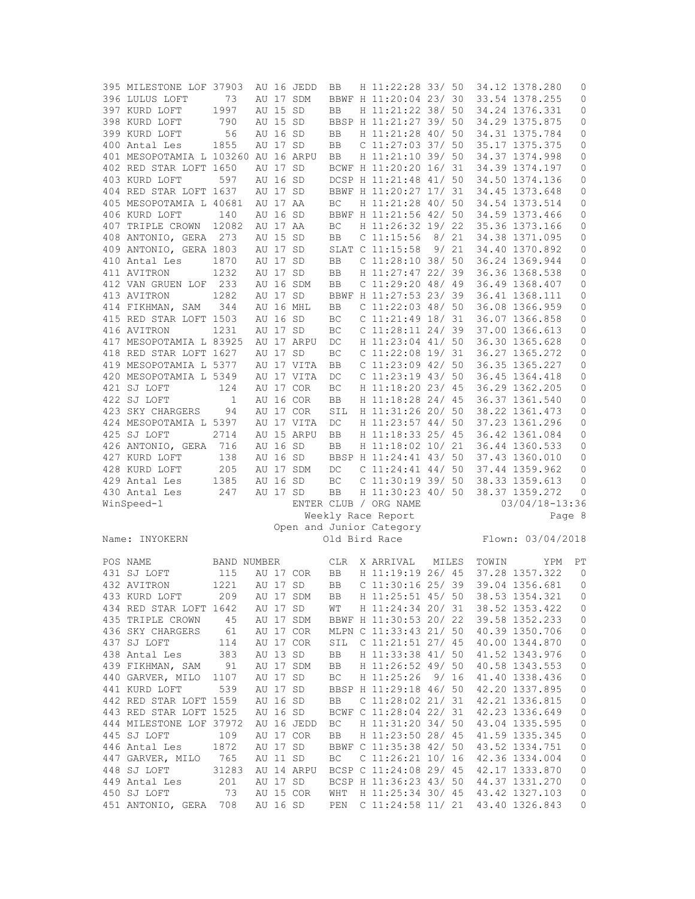| POS | NAME | BAND NUMBER | | | CLR | X | ARRIVAL | MILES | TOWIN | YPM | PT |
|---|---|---|---|---|---|---|---|---|---|---|---|
| 395 | MILESTONE LOF | 37903 | AU 16 | JEDD | BB | H | 11:22:28 | 33/ 50 | 34.12 | 1378.280 | 0 |
| 396 | LULUS LOFT | 73 | AU 17 | SDM | BBWF | H | 11:20:04 | 23/ 30 | 33.54 | 1378.255 | 0 |
| 397 | KURD LOFT | 1997 | AU 15 | SD | BB | H | 11:21:22 | 38/ 50 | 34.24 | 1376.331 | 0 |
| 398 | KURD LOFT | 790 | AU 15 | SD | BBSP | H | 11:21:27 | 39/ 50 | 34.29 | 1375.875 | 0 |
| 399 | KURD LOFT | 56 | AU 16 | SD | BB | H | 11:21:28 | 40/ 50 | 34.31 | 1375.784 | 0 |
| 400 | Antal Les | 1855 | AU 17 | SD | BB | C | 11:27:03 | 37/ 50 | 35.17 | 1375.375 | 0 |
| 401 | MESOPOTAMIA L | 103260 | AU 16 | ARPU | BB | H | 11:21:10 | 39/ 50 | 34.37 | 1374.998 | 0 |
| 402 | RED STAR LOFT | 1650 | AU 17 | SD | BCWF | H | 11:20:20 | 16/ 31 | 34.39 | 1374.197 | 0 |
| 403 | KURD LOFT | 597 | AU 16 | SD | DCSP | H | 11:21:48 | 41/ 50 | 34.50 | 1374.136 | 0 |
| 404 | RED STAR LOFT | 1637 | AU 17 | SD | BBWF | H | 11:20:27 | 17/ 31 | 34.45 | 1373.648 | 0 |
| 405 | MESOPOTAMIA L | 40681 | AU 17 | AA | BC | H | 11:21:28 | 40/ 50 | 34.54 | 1373.514 | 0 |
| 406 | KURD LOFT | 140 | AU 16 | SD | BBWF | H | 11:21:56 | 42/ 50 | 34.59 | 1373.466 | 0 |
| 407 | TRIPLE CROWN | 12082 | AU 17 | AA | BC | H | 11:26:32 | 19/ 22 | 35.36 | 1373.166 | 0 |
| 408 | ANTONIO, GERA | 273 | AU 15 | SD | BB | C | 11:15:56 | 8/ 21 | 34.38 | 1371.095 | 0 |
| 409 | ANTONIO, GERA | 1803 | AU 17 | SD | SLAT | C | 11:15:58 | 9/ 21 | 34.40 | 1370.892 | 0 |
| 410 | Antal Les | 1870 | AU 17 | SD | BB | C | 11:28:10 | 38/ 50 | 36.24 | 1369.944 | 0 |
| 411 | AVITRON | 1232 | AU 17 | SD | BB | H | 11:27:47 | 22/ 39 | 36.36 | 1368.538 | 0 |
| 412 | VAN GRUEN LOF | 233 | AU 16 | SDM | BB | C | 11:29:20 | 48/ 49 | 36.49 | 1368.407 | 0 |
| 413 | AVITRON | 1282 | AU 17 | SD | BBWF | H | 11:27:53 | 23/ 39 | 36.41 | 1368.111 | 0 |
| 414 | FIKHMAN, SAM | 344 | AU 16 | MHL | BB | C | 11:22:03 | 48/ 50 | 36.08 | 1366.959 | 0 |
| 415 | RED STAR LOFT | 1503 | AU 16 | SD | BC | C | 11:21:49 | 18/ 31 | 36.07 | 1366.858 | 0 |
| 416 | AVITRON | 1231 | AU 17 | SD | BC | C | 11:28:11 | 24/ 39 | 37.00 | 1366.613 | 0 |
| 417 | MESOPOTAMIA L | 83925 | AU 17 | ARPU | DC | H | 11:23:04 | 41/ 50 | 36.30 | 1365.628 | 0 |
| 418 | RED STAR LOFT | 1627 | AU 17 | SD | BC | C | 11:22:08 | 19/ 31 | 36.27 | 1365.272 | 0 |
| 419 | MESOPOTAMIA L | 5377 | AU 17 | VITA | BB | C | 11:23:09 | 42/ 50 | 36.35 | 1365.227 | 0 |
| 420 | MESOPOTAMIA L | 5349 | AU 17 | VITA | DC | C | 11:23:19 | 43/ 50 | 36.45 | 1364.418 | 0 |
| 421 | SJ LOFT | 124 | AU 17 | COR | BC | H | 11:18:20 | 23/ 45 | 36.29 | 1362.205 | 0 |
| 422 | SJ LOFT | 1 | AU 16 | COR | BB | H | 11:18:28 | 24/ 45 | 36.37 | 1361.540 | 0 |
| 423 | SKY CHARGERS | 94 | AU 17 | COR | SIL | H | 11:31:26 | 20/ 50 | 38.22 | 1361.473 | 0 |
| 424 | MESOPOTAMIA L | 5397 | AU 17 | VITA | DC | H | 11:23:57 | 44/ 50 | 37.23 | 1361.296 | 0 |
| 425 | SJ LOFT | 2714 | AU 15 | ARPU | BB | H | 11:18:33 | 25/ 45 | 36.42 | 1361.084 | 0 |
| 426 | ANTONIO, GERA | 716 | AU 16 | SD | BB | H | 11:18:02 | 10/ 21 | 36.44 | 1360.533 | 0 |
| 427 | KURD LOFT | 138 | AU 16 | SD | BBSP | H | 11:24:41 | 43/ 50 | 37.43 | 1360.010 | 0 |
| 428 | KURD LOFT | 205 | AU 17 | SDM | DC | C | 11:24:41 | 44/ 50 | 37.44 | 1359.962 | 0 |
| 429 | Antal Les | 1385 | AU 16 | SD | BC | C | 11:30:19 | 39/ 50 | 38.33 | 1359.613 | 0 |
| 430 | Antal Les | 247 | AU 17 | SD | BB | H | 11:30:23 | 40/ 50 | 38.37 | 1359.272 | 0 |

WinSpeed-1 ENTER CLUB / ORG NAME 03/04/18-13:36

Weekly Race Report

Open and Junior Category

Name: INYOKERN Old Bird Race Flown: 03/04/2018

| POS | NAME | BAND NUMBER | | | CLR | X | ARRIVAL | MILES | TOWIN | YPM | PT |
|---|---|---|---|---|---|---|---|---|---|---|---|
| 431 | SJ LOFT | 115 | AU 17 | COR | BB | H | 11:19:19 | 26/ 45 | 37.28 | 1357.322 | 0 |
| 432 | AVITRON | 1221 | AU 17 | SD | BB | C | 11:30:16 | 25/ 39 | 39.04 | 1356.681 | 0 |
| 433 | KURD LOFT | 209 | AU 17 | SDM | BB | H | 11:25:51 | 45/ 50 | 38.53 | 1354.321 | 0 |
| 434 | RED STAR LOFT | 1642 | AU 17 | SD | WT | H | 11:24:34 | 20/ 31 | 38.52 | 1353.422 | 0 |
| 435 | TRIPLE CROWN | 45 | AU 17 | SDM | BBWF | H | 11:30:53 | 20/ 22 | 39.58 | 1352.233 | 0 |
| 436 | SKY CHARGERS | 61 | AU 17 | COR | MLPN | C | 11:33:43 | 21/ 50 | 40.39 | 1350.706 | 0 |
| 437 | SJ LOFT | 114 | AU 17 | COR | SIL | C | 11:21:51 | 27/ 45 | 40.00 | 1344.870 | 0 |
| 438 | Antal Les | 383 | AU 13 | SD | BB | H | 11:33:38 | 41/ 50 | 41.52 | 1343.976 | 0 |
| 439 | FIKHMAN, SAM | 91 | AU 17 | SDM | BB | H | 11:26:52 | 49/ 50 | 40.58 | 1343.553 | 0 |
| 440 | GARVER, MILO | 1107 | AU 17 | SD | BC | H | 11:25:26 | 9/ 16 | 41.40 | 1338.436 | 0 |
| 441 | KURD LOFT | 539 | AU 17 | SD | BBSP | H | 11:29:18 | 46/ 50 | 42.20 | 1337.895 | 0 |
| 442 | RED STAR LOFT | 1559 | AU 16 | SD | BB | C | 11:28:02 | 21/ 31 | 42.21 | 1336.815 | 0 |
| 443 | RED STAR LOFT | 1525 | AU 16 | SD | BCWF | C | 11:28:04 | 22/ 31 | 42.23 | 1336.649 | 0 |
| 444 | MILESTONE LOF | 37972 | AU 16 | JEDD | BC | H | 11:31:20 | 34/ 50 | 43.04 | 1335.595 | 0 |
| 445 | SJ LOFT | 109 | AU 17 | COR | BB | H | 11:23:50 | 28/ 45 | 41.59 | 1335.345 | 0 |
| 446 | Antal Les | 1872 | AU 17 | SD | BBWF | C | 11:35:38 | 42/ 50 | 43.52 | 1334.751 | 0 |
| 447 | GARVER, MILO | 765 | AU 11 | SD | BC | C | 11:26:21 | 10/ 16 | 42.36 | 1334.004 | 0 |
| 448 | SJ LOFT | 31283 | AU 14 | ARPU | BCSP | C | 11:24:08 | 29/ 45 | 42.17 | 1333.870 | 0 |
| 449 | Antal Les | 201 | AU 17 | SD | BCSP | H | 11:36:23 | 43/ 50 | 44.37 | 1331.270 | 0 |
| 450 | SJ LOFT | 73 | AU 15 | COR | WHT | H | 11:25:34 | 30/ 45 | 43.42 | 1327.103 | 0 |
| 451 | ANTONIO, GERA | 708 | AU 16 | SD | PEN | C | 11:24:58 | 11/ 21 | 43.40 | 1326.843 | 0 |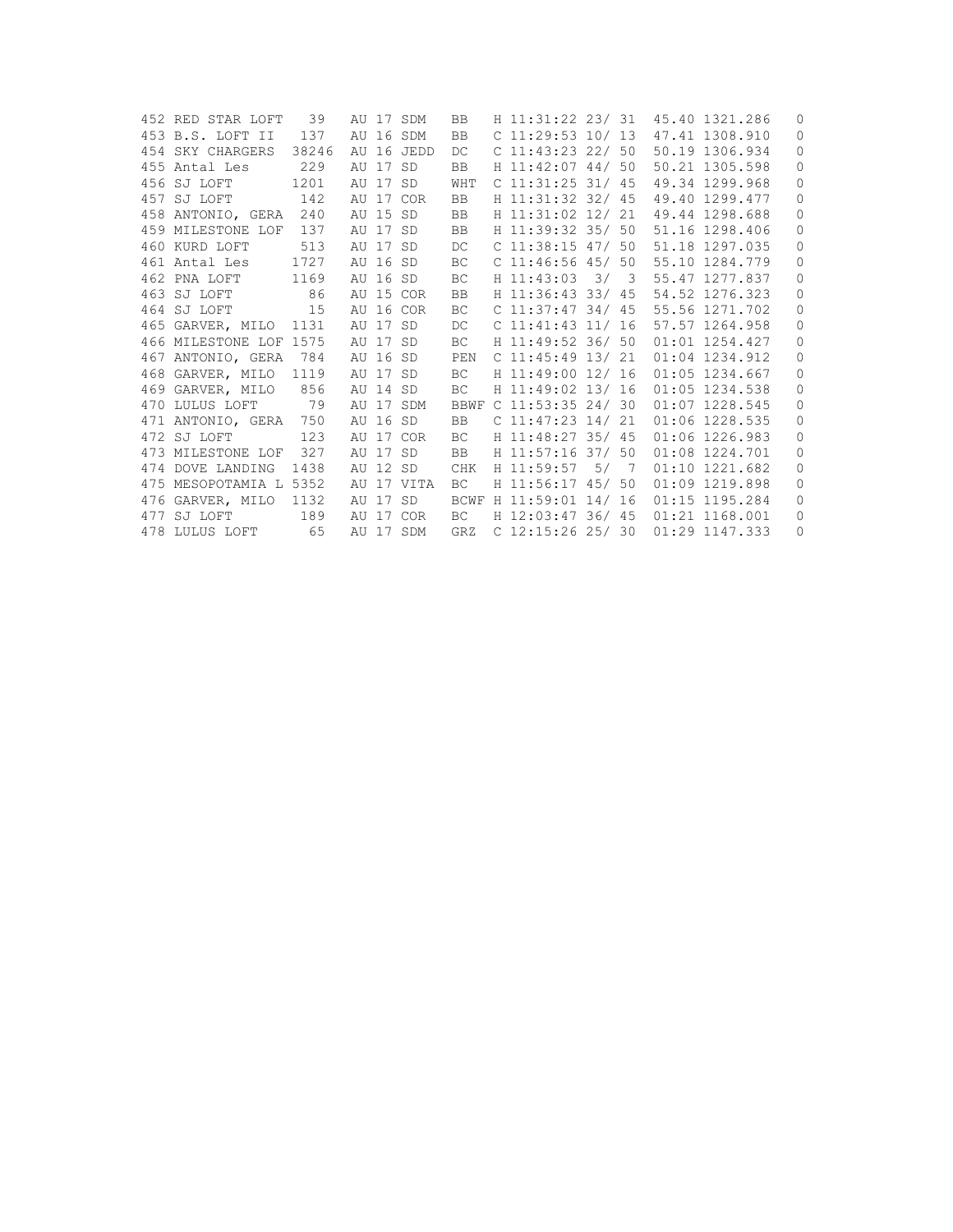| | | | | | | | | | | | | | |
|---|---|---|---|---|---|---|---|---|---|---|---|---|---|
| 452 | RED STAR LOFT | 39 | AU | 17 | SDM | BB | H | 11:31:22 | 23/ 31 | | 45.40 | 1321.286 | 0 |
| 453 | B.S. LOFT II | 137 | AU | 16 | SDM | BB | C | 11:29:53 | 10/ 13 | | 47.41 | 1308.910 | 0 |
| 454 | SKY CHARGERS | 38246 | AU | 16 | JEDD | DC | C | 11:43:23 | 22/ 50 | | 50.19 | 1306.934 | 0 |
| 455 | Antal Les | 229 | AU | 17 | SD | BB | H | 11:42:07 | 44/ 50 | | 50.21 | 1305.598 | 0 |
| 456 | SJ LOFT | 1201 | AU | 17 | SD | WHT | C | 11:31:25 | 31/ 45 | | 49.34 | 1299.968 | 0 |
| 457 | SJ LOFT | 142 | AU | 17 | COR | BB | H | 11:31:32 | 32/ 45 | | 49.40 | 1299.477 | 0 |
| 458 | ANTONIO, GERA | 240 | AU | 15 | SD | BB | H | 11:31:02 | 12/ 21 | | 49.44 | 1298.688 | 0 |
| 459 | MILESTONE LOF | 137 | AU | 17 | SD | BB | H | 11:39:32 | 35/ 50 | | 51.16 | 1298.406 | 0 |
| 460 | KURD LOFT | 513 | AU | 17 | SD | DC | C | 11:38:15 | 47/ 50 | | 51.18 | 1297.035 | 0 |
| 461 | Antal Les | 1727 | AU | 16 | SD | BC | C | 11:46:56 | 45/ 50 | | 55.10 | 1284.779 | 0 |
| 462 | PNA LOFT | 1169 | AU | 16 | SD | BC | H | 11:43:03 | 3/ 3 | | 55.47 | 1277.837 | 0 |
| 463 | SJ LOFT | 86 | AU | 15 | COR | BB | H | 11:36:43 | 33/ 45 | | 54.52 | 1276.323 | 0 |
| 464 | SJ LOFT | 15 | AU | 16 | COR | BC | C | 11:37:47 | 34/ 45 | | 55.56 | 1271.702 | 0 |
| 465 | GARVER, MILO | 1131 | AU | 17 | SD | DC | C | 11:41:43 | 11/ 16 | | 57.57 | 1264.958 | 0 |
| 466 | MILESTONE LOF | 1575 | AU | 17 | SD | BC | H | 11:49:52 | 36/ 50 | | 01:01 | 1254.427 | 0 |
| 467 | ANTONIO, GERA | 784 | AU | 16 | SD | PEN | C | 11:45:49 | 13/ 21 | | 01:04 | 1234.912 | 0 |
| 468 | GARVER, MILO | 1119 | AU | 17 | SD | BC | H | 11:49:00 | 12/ 16 | | 01:05 | 1234.667 | 0 |
| 469 | GARVER, MILO | 856 | AU | 14 | SD | BC | H | 11:49:02 | 13/ 16 | | 01:05 | 1234.538 | 0 |
| 470 | LULUS LOFT | 79 | AU | 17 | SDM | BBWF | C | 11:53:35 | 24/ 30 | | 01:07 | 1228.545 | 0 |
| 471 | ANTONIO, GERA | 750 | AU | 16 | SD | BB | C | 11:47:23 | 14/ 21 | | 01:06 | 1228.535 | 0 |
| 472 | SJ LOFT | 123 | AU | 17 | COR | BC | H | 11:48:27 | 35/ 45 | | 01:06 | 1226.983 | 0 |
| 473 | MILESTONE LOF | 327 | AU | 17 | SD | BB | H | 11:57:16 | 37/ 50 | | 01:08 | 1224.701 | 0 |
| 474 | DOVE LANDING | 1438 | AU | 12 | SD | CHK | H | 11:59:57 | 5/ 7 | | 01:10 | 1221.682 | 0 |
| 475 | MESOPOTAMIA L | 5352 | AU | 17 | VITA | BC | H | 11:56:17 | 45/ 50 | | 01:09 | 1219.898 | 0 |
| 476 | GARVER, MILO | 1132 | AU | 17 | SD | BCWF | H | 11:59:01 | 14/ 16 | | 01:15 | 1195.284 | 0 |
| 477 | SJ LOFT | 189 | AU | 17 | COR | BC | H | 12:03:47 | 36/ 45 | | 01:21 | 1168.001 | 0 |
| 478 | LULUS LOFT | 65 | AU | 17 | SDM | GRZ | C | 12:15:26 | 25/ 30 | | 01:29 | 1147.333 | 0 |